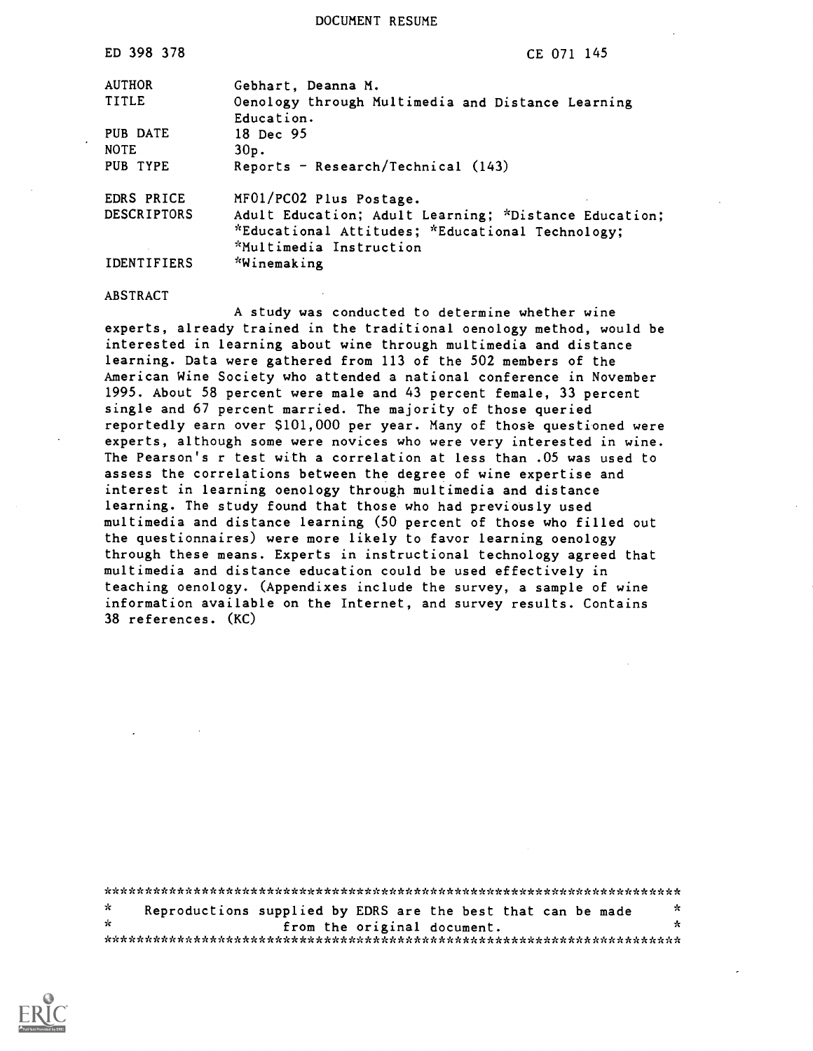DOCUMENT RESUME

| | |
|---|---|
| ED 398 378 | CE 071 145 |
| AUTHOR | Gebhart, Deanna M. |
| TITLE | Oenology through Multimedia and Distance Learning Education. |
| PUB DATE | 18 Dec 95 |
| NOTE | 30p. |
| PUB TYPE | Reports - Research/Technical (143) |
| EDRS PRICE | MF01/PC02 Plus Postage. |
| DESCRIPTORS | Adult Education; Adult Learning; *Distance Education; *Educational Attitudes; *Educational Technology; *Multimedia Instruction |
| IDENTIFIERS | *Winemaking |

ABSTRACT

A study was conducted to determine whether wine experts, already trained in the traditional oenology method, would be interested in learning about wine through multimedia and distance learning. Data were gathered from 113 of the 502 members of the American Wine Society who attended a national conference in November 1995. About 58 percent were male and 43 percent female, 33 percent single and 67 percent married. The majority of those queried reportedly earn over $101,000 per year. Many of those questioned were experts, although some were novices who were very interested in wine. The Pearson's r test with a correlation at less than .05 was used to assess the correlations between the degree of wine expertise and interest in learning oenology through multimedia and distance learning. The study found that those who had previously used multimedia and distance learning (50 percent of those who filled out the questionnaires) were more likely to favor learning oenology through these means. Experts in instructional technology agreed that multimedia and distance education could be used effectively in teaching oenology. (Appendixes include the survey, a sample of wine information available on the Internet, and survey results. Contains 38 references. (KC)

***********************************************************************
* Reproductions supplied by EDRS are the best that can be made *
* from the original document. *
***********************************************************************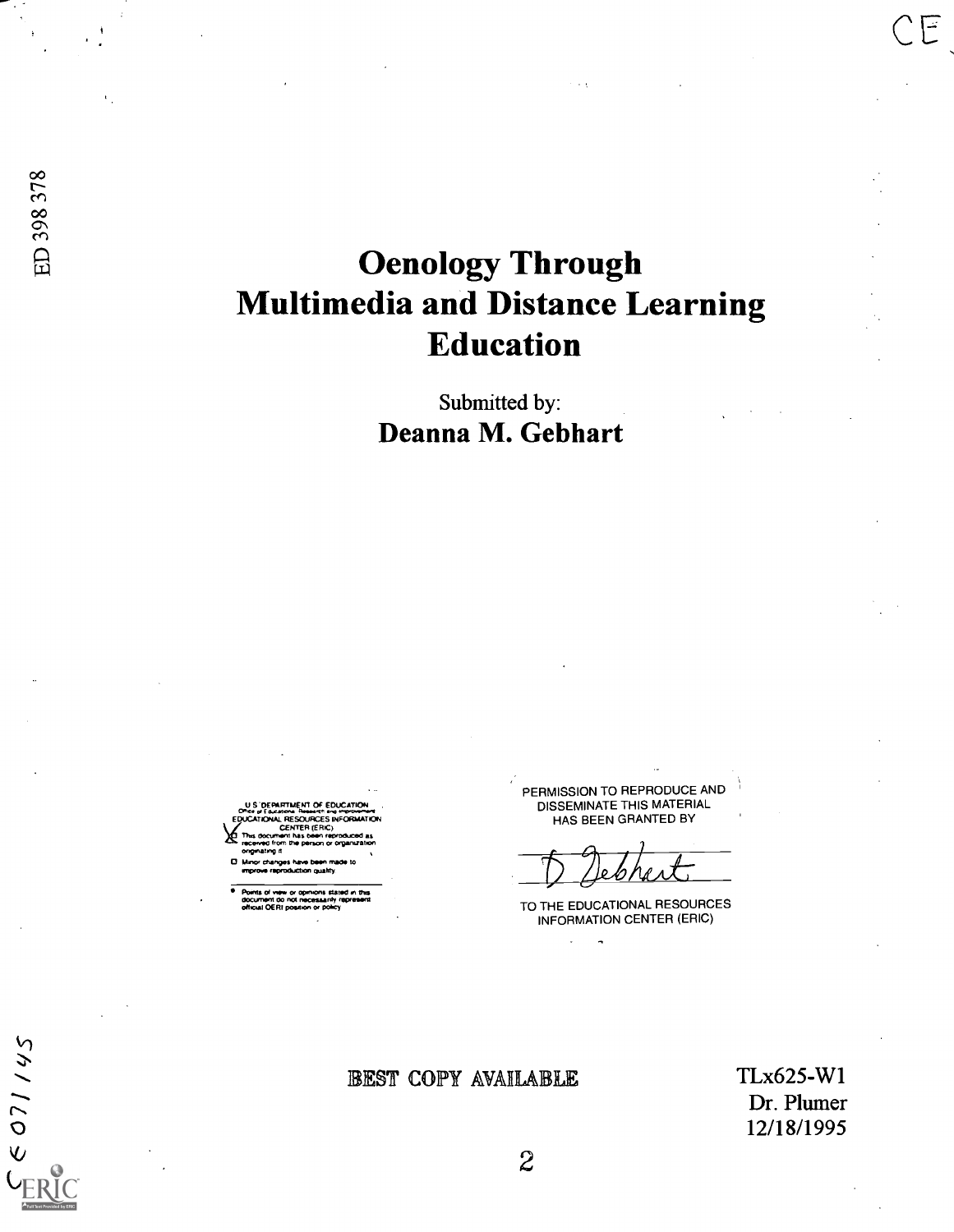ED 398 378

# Oenology Through Multimedia and Distance Learning Education

Submitted by:

**Deanna M. Gebhart**

U.S. DEPARTMENT OF EDUCATION
Office of Educational Research and Improvement
EDUCATIONAL RESOURCES INFORMATION CENTER (ERIC)

- This document has been reproduced as received from the person or organization originating it.
- Minor changes have been made to improve reproduction quality.
- Points of view or opinions stated in this document do not necessarily represent official OERI position or policy.

PERMISSION TO REPRODUCE AND DISSEMINATE THIS MATERIAL HAS BEEN GRANTED BY

D Gebhart

TO THE EDUCATIONAL RESOURCES INFORMATION CENTER (ERIC)

BEST COPY AVAILABLE

TLx625-W1
Dr. Plumer
12/18/1995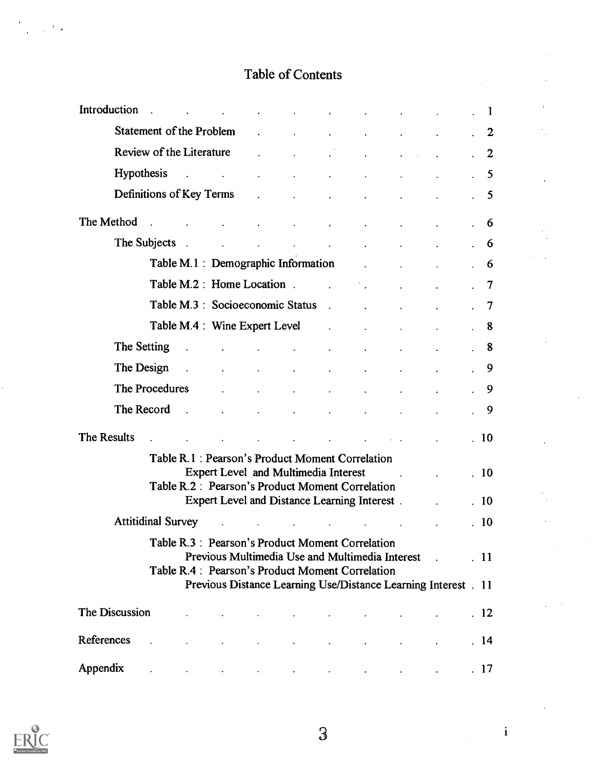# Table of Contents

| | |
|---|---|
| Introduction | 1 |
| Statement of the Problem | 2 |
| Review of the Literature | 2 |
| Hypothesis | 5 |
| Definitions of Key Terms | 5 |
| The Method | 6 |
| The Subjects | 6 |
| Table M.1 : Demographic Information | 6 |
| Table M.2 : Home Location | 7 |
| Table M.3 : Socioeconomic Status | 7 |
| Table M.4 : Wine Expert Level | 8 |
| The Setting | 8 |
| The Design | 9 |
| The Procedures | 9 |
| The Record | 9 |
| The Results | 10 |
| Table R.1 : Pearson's Product Moment Correlation Expert Level and Multimedia Interest | 10 |
| Table R.2 : Pearson's Product Moment Correlation Expert Level and Distance Learning Interest | 10 |
| Attitidinal Survey | 10 |
| Table R.3 : Pearson's Product Moment Correlation Previous Multimedia Use and Multimedia Interest | 11 |
| Table R.4 : Pearson's Product Moment Correlation Previous Distance Learning Use/Distance Learning Interest | 11 |
| The Discussion | 12 |
| References | 14 |
| Appendix | 17 |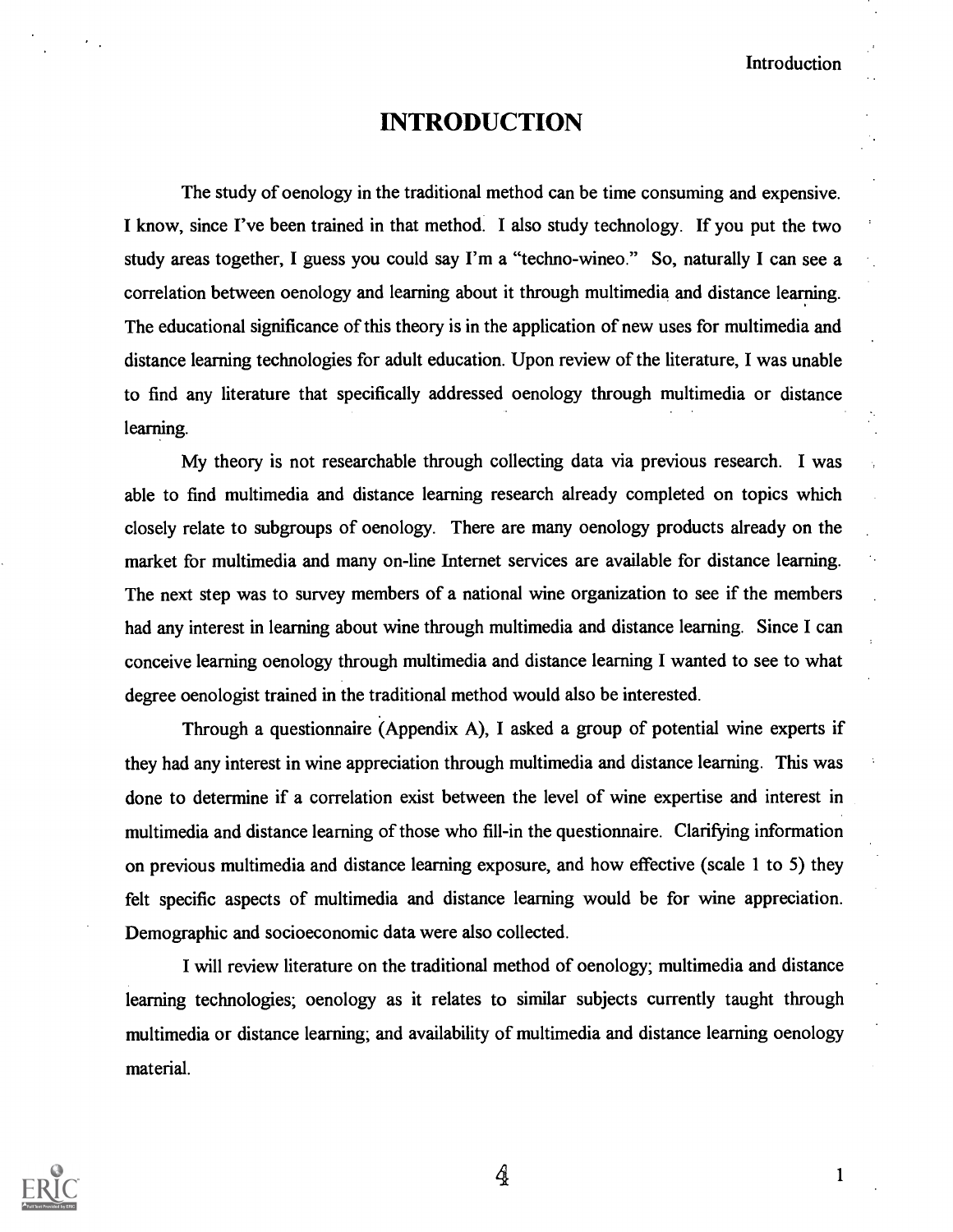# INTRODUCTION

The study of oenology in the traditional method can be time consuming and expensive. I know, since I've been trained in that method. I also study technology. If you put the two study areas together, I guess you could say I'm a "techno-wineo." So, naturally I can see a correlation between oenology and learning about it through multimedia and distance learning. The educational significance of this theory is in the application of new uses for multimedia and distance learning technologies for adult education. Upon review of the literature, I was unable to find any literature that specifically addressed oenology through multimedia or distance learning.

My theory is not researchable through collecting data via previous research. I was able to find multimedia and distance learning research already completed on topics which closely relate to subgroups of oenology. There are many oenology products already on the market for multimedia and many on-line Internet services are available for distance learning. The next step was to survey members of a national wine organization to see if the members had any interest in learning about wine through multimedia and distance learning. Since I can conceive learning oenology through multimedia and distance learning I wanted to see to what degree oenologist trained in the traditional method would also be interested.

Through a questionnaire (Appendix A), I asked a group of potential wine experts if they had any interest in wine appreciation through multimedia and distance learning. This was done to determine if a correlation exist between the level of wine expertise and interest in multimedia and distance learning of those who fill-in the questionnaire. Clarifying information on previous multimedia and distance learning exposure, and how effective (scale 1 to 5) they felt specific aspects of multimedia and distance learning would be for wine appreciation. Demographic and socioeconomic data were also collected.

I will review literature on the traditional method of oenology; multimedia and distance learning technologies; oenology as it relates to similar subjects currently taught through multimedia or distance learning; and availability of multimedia and distance learning oenology material.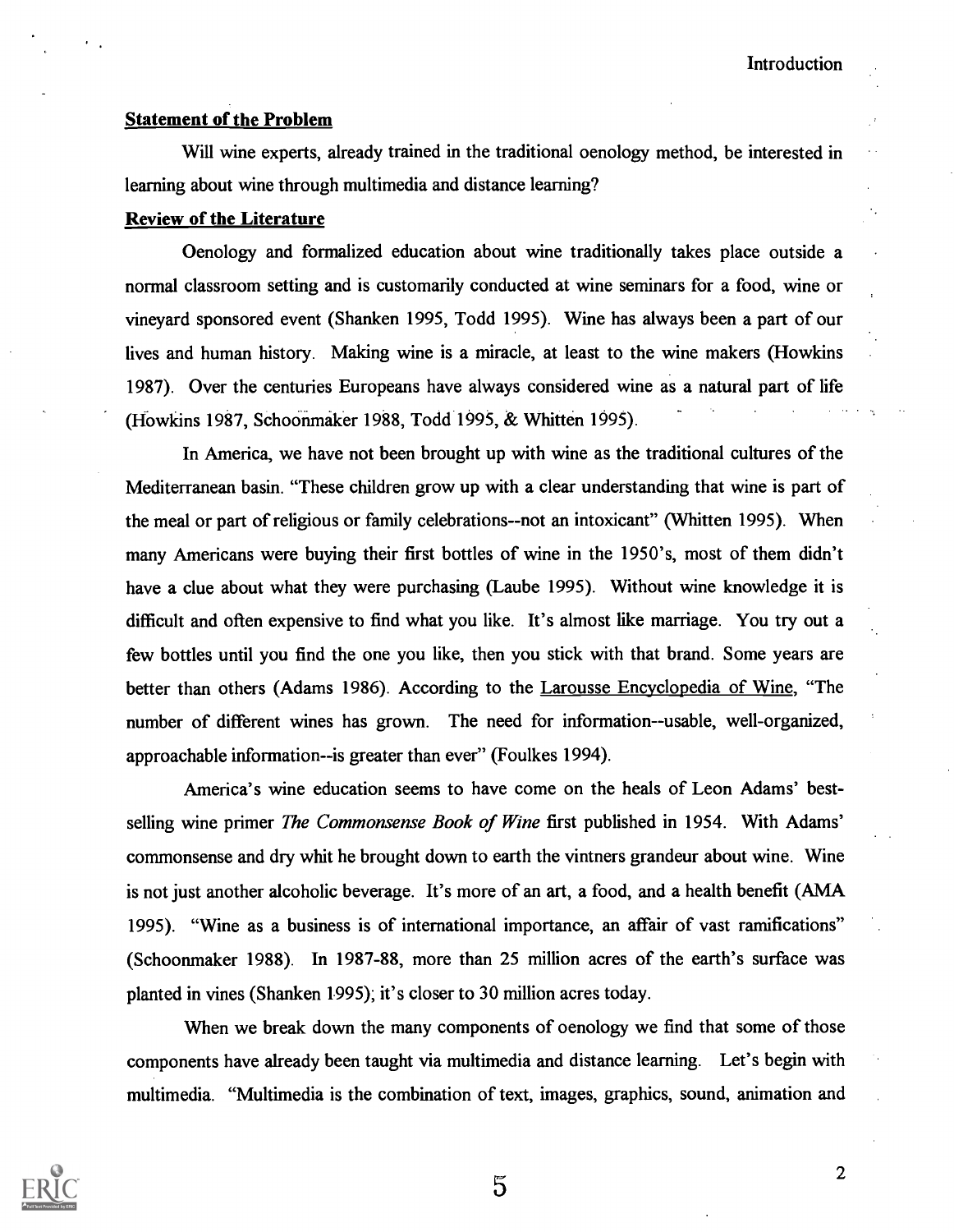### Statement of the Problem

Will wine experts, already trained in the traditional oenology method, be interested in learning about wine through multimedia and distance learning?

### Review of the Literature

Oenology and formalized education about wine traditionally takes place outside a normal classroom setting and is customarily conducted at wine seminars for a food, wine or vineyard sponsored event (Shanken 1995, Todd 1995). Wine has always been a part of our lives and human history. Making wine is a miracle, at least to the wine makers (Howkins 1987). Over the centuries Europeans have always considered wine as a natural part of life (Howkins 1987, Schoonmaker 1988, Todd 1995, & Whitten 1995).

In America, we have not been brought up with wine as the traditional cultures of the Mediterranean basin. "These children grow up with a clear understanding that wine is part of the meal or part of religious or family celebrations--not an intoxicant" (Whitten 1995). When many Americans were buying their first bottles of wine in the 1950's, most of them didn't have a clue about what they were purchasing (Laube 1995). Without wine knowledge it is difficult and often expensive to find what you like. It's almost like marriage. You try out a few bottles until you find the one you like, then you stick with that brand. Some years are better than others (Adams 1986). According to the Larousse Encyclopedia of Wine, "The number of different wines has grown. The need for information--usable, well-organized, approachable information--is greater than ever" (Foulkes 1994).

America's wine education seems to have come on the heals of Leon Adams' best-selling wine primer *The Commonsense Book of Wine* first published in 1954. With Adams' commonsense and dry whit he brought down to earth the vintners grandeur about wine. Wine is not just another alcoholic beverage. It's more of an art, a food, and a health benefit (AMA 1995). "Wine as a business is of international importance, an affair of vast ramifications" (Schoonmaker 1988). In 1987-88, more than 25 million acres of the earth's surface was planted in vines (Shanken 1995); it's closer to 30 million acres today.

When we break down the many components of oenology we find that some of those components have already been taught via multimedia and distance learning. Let's begin with multimedia. "Multimedia is the combination of text, images, graphics, sound, animation and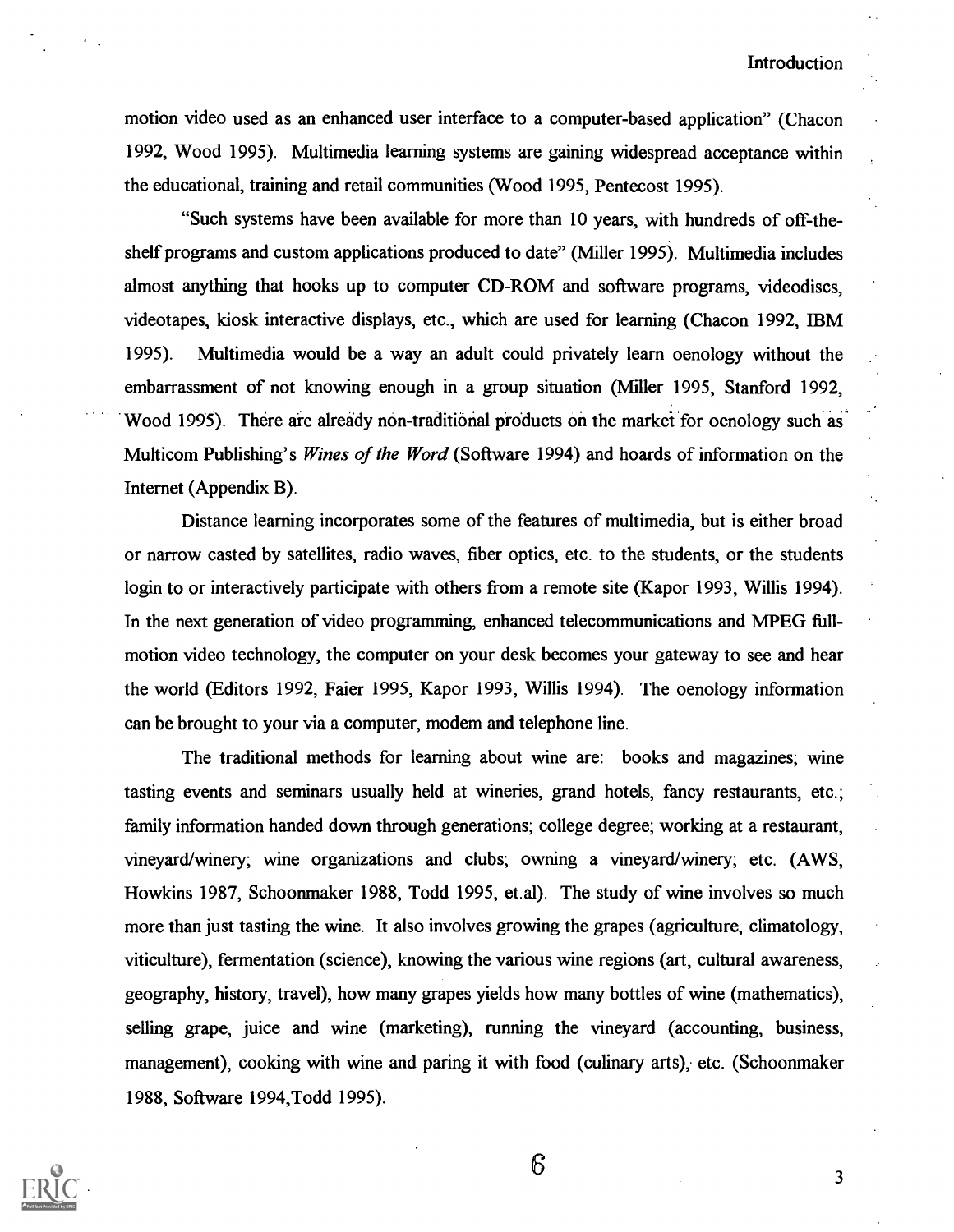motion video used as an enhanced user interface to a computer-based application" (Chacon 1992, Wood 1995). Multimedia learning systems are gaining widespread acceptance within the educational, training and retail communities (Wood 1995, Pentecost 1995).

"Such systems have been available for more than 10 years, with hundreds of off-the-shelf programs and custom applications produced to date" (Miller 1995). Multimedia includes almost anything that hooks up to computer CD-ROM and software programs, videodiscs, videotapes, kiosk interactive displays, etc., which are used for learning (Chacon 1992, IBM 1995). Multimedia would be a way an adult could privately learn oenology without the embarrassment of not knowing enough in a group situation (Miller 1995, Stanford 1992, Wood 1995). There are already non-traditional products on the market for oenology such as Multicom Publishing's *Wines of the Word* (Software 1994) and hoards of information on the Internet (Appendix B).

Distance learning incorporates some of the features of multimedia, but is either broad or narrow casted by satellites, radio waves, fiber optics, etc. to the students, or the students login to or interactively participate with others from a remote site (Kapor 1993, Willis 1994). In the next generation of video programming, enhanced telecommunications and MPEG full-motion video technology, the computer on your desk becomes your gateway to see and hear the world (Editors 1992, Faier 1995, Kapor 1993, Willis 1994). The oenology information can be brought to your via a computer, modem and telephone line.

The traditional methods for learning about wine are: books and magazines; wine tasting events and seminars usually held at wineries, grand hotels, fancy restaurants, etc.; family information handed down through generations; college degree; working at a restaurant, vineyard/winery; wine organizations and clubs; owning a vineyard/winery; etc. (AWS, Howkins 1987, Schoonmaker 1988, Todd 1995, et.al). The study of wine involves so much more than just tasting the wine. It also involves growing the grapes (agriculture, climatology, viticulture), fermentation (science), knowing the various wine regions (art, cultural awareness, geography, history, travel), how many grapes yields how many bottles of wine (mathematics), selling grape, juice and wine (marketing), running the vineyard (accounting, business, management), cooking with wine and paring it with food (culinary arts), etc. (Schoonmaker 1988, Software 1994,Todd 1995).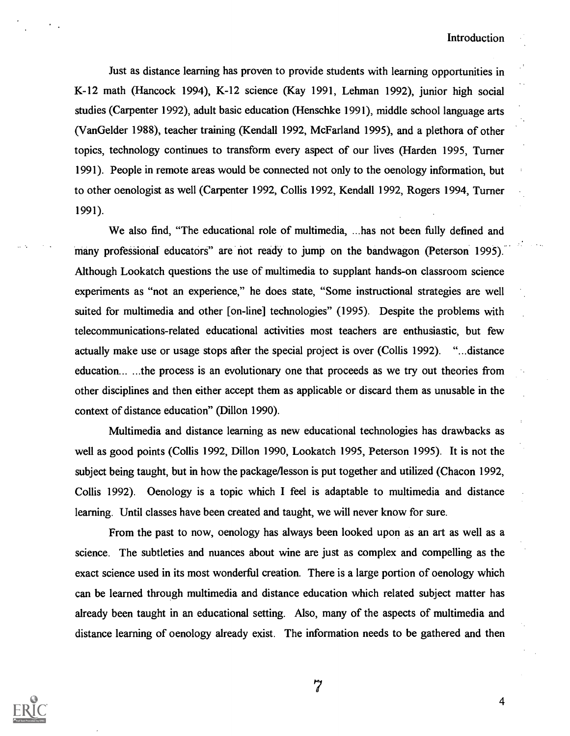Just as distance learning has proven to provide students with learning opportunities in K-12 math (Hancock 1994), K-12 science (Kay 1991, Lehman 1992), junior high social studies (Carpenter 1992), adult basic education (Henschke 1991), middle school language arts (VanGelder 1988), teacher training (Kendall 1992, McFarland 1995), and a plethora of other topics, technology continues to transform every aspect of our lives (Harden 1995, Turner 1991). People in remote areas would be connected not only to the oenology information, but to other oenologist as well (Carpenter 1992, Collis 1992, Kendall 1992, Rogers 1994, Turner 1991).

We also find, "The educational role of multimedia, ...has not been fully defined and many professional educators" are not ready to jump on the bandwagon (Peterson 1995). Although Lookatch questions the use of multimedia to supplant hands-on classroom science experiments as "not an experience," he does state, "Some instructional strategies are well suited for multimedia and other [on-line] technologies" (1995). Despite the problems with telecommunications-related educational activities most teachers are enthusiastic, but few actually make use or usage stops after the special project is over (Collis 1992). "...distance education... ...the process is an evolutionary one that proceeds as we try out theories from other disciplines and then either accept them as applicable or discard them as unusable in the context of distance education" (Dillon 1990).

Multimedia and distance learning as new educational technologies has drawbacks as well as good points (Collis 1992, Dillon 1990, Lookatch 1995, Peterson 1995). It is not the subject being taught, but in how the package/lesson is put together and utilized (Chacon 1992, Collis 1992). Oenology is a topic which I feel is adaptable to multimedia and distance learning. Until classes have been created and taught, we will never know for sure.

From the past to now, oenology has always been looked upon as an art as well as a science. The subtleties and nuances about wine are just as complex and compelling as the exact science used in its most wonderful creation. There is a large portion of oenology which can be learned through multimedia and distance education which related subject matter has already been taught in an educational setting. Also, many of the aspects of multimedia and distance learning of oenology already exist. The information needs to be gathered and then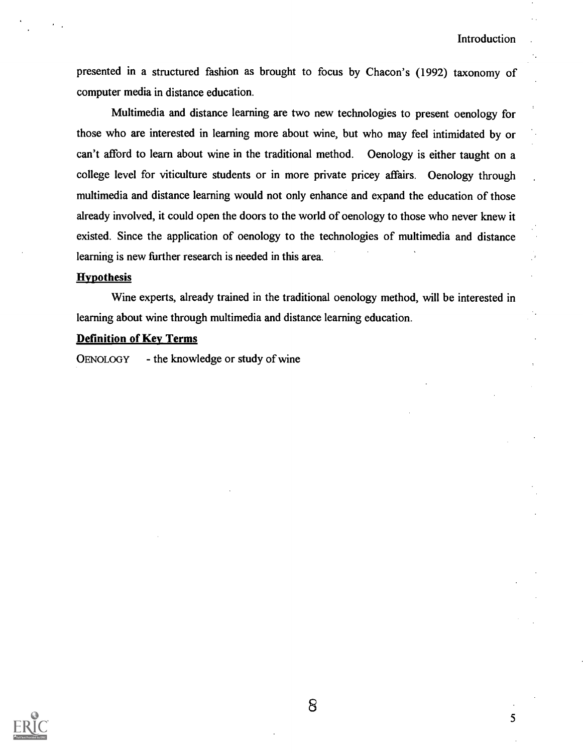presented in a structured fashion as brought to focus by Chacon's (1992) taxonomy of computer media in distance education.

Multimedia and distance learning are two new technologies to present oenology for those who are interested in learning more about wine, but who may feel intimidated by or can't afford to learn about wine in the traditional method. Oenology is either taught on a college level for viticulture students or in more private pricey affairs. Oenology through multimedia and distance learning would not only enhance and expand the education of those already involved, it could open the doors to the world of oenology to those who never knew it existed. Since the application of oenology to the technologies of multimedia and distance learning is new further research is needed in this area.

## Hypothesis

Wine experts, already trained in the traditional oenology method, will be interested in learning about wine through multimedia and distance learning education.

## Definition of Key Terms

OENOLOGY - the knowledge or study of wine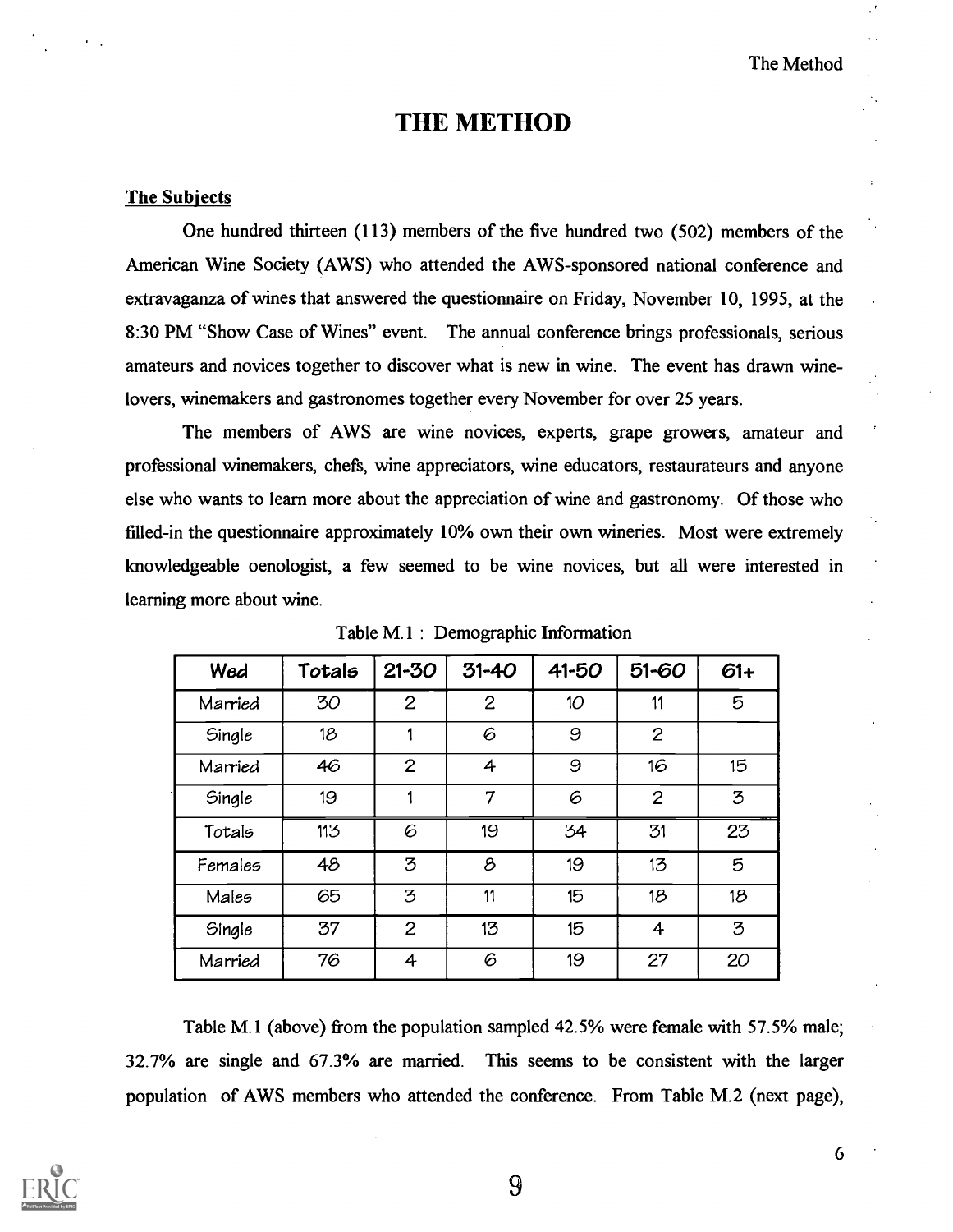# THE METHOD

## The Subjects

One hundred thirteen (113) members of the five hundred two (502) members of the American Wine Society (AWS) who attended the AWS-sponsored national conference and extravaganza of wines that answered the questionnaire on Friday, November 10, 1995, at the 8:30 PM "Show Case of Wines" event. The annual conference brings professionals, serious amateurs and novices together to discover what is new in wine. The event has drawn wine-lovers, winemakers and gastronomes together every November for over 25 years.

The members of AWS are wine novices, experts, grape growers, amateur and professional winemakers, chefs, wine appreciators, wine educators, restaurateurs and anyone else who wants to learn more about the appreciation of wine and gastronomy. Of those who filled-in the questionnaire approximately 10% own their own wineries. Most were extremely knowledgeable oenologist, a few seemed to be wine novices, but all were interested in learning more about wine.

Table M.1 : Demographic Information

| Wed | Totals | 21-30 | 31-40 | 41-50 | 51-60 | 61+ |
|---|---|---|---|---|---|---|
| Married | 30 | 2 | 2 | 10 | 11 | 5 |
| Single | 18 | 1 | 6 | 9 | 2 | |
| Married | 46 | 2 | 4 | 9 | 16 | 15 |
| Single | 19 | 1 | 7 | 6 | 2 | 3 |
| Totals | 113 | 6 | 19 | 34 | 31 | 23 |
| Females | 48 | 3 | 8 | 19 | 13 | 5 |
| Males | 65 | 3 | 11 | 15 | 18 | 18 |
| Single | 37 | 2 | 13 | 15 | 4 | 3 |
| Married | 76 | 4 | 6 | 19 | 27 | 20 |

Table M.1 (above) from the population sampled 42.5% were female with 57.5% male; 32.7% are single and 67.3% are married. This seems to be consistent with the larger population of AWS members who attended the conference. From Table M.2 (next page),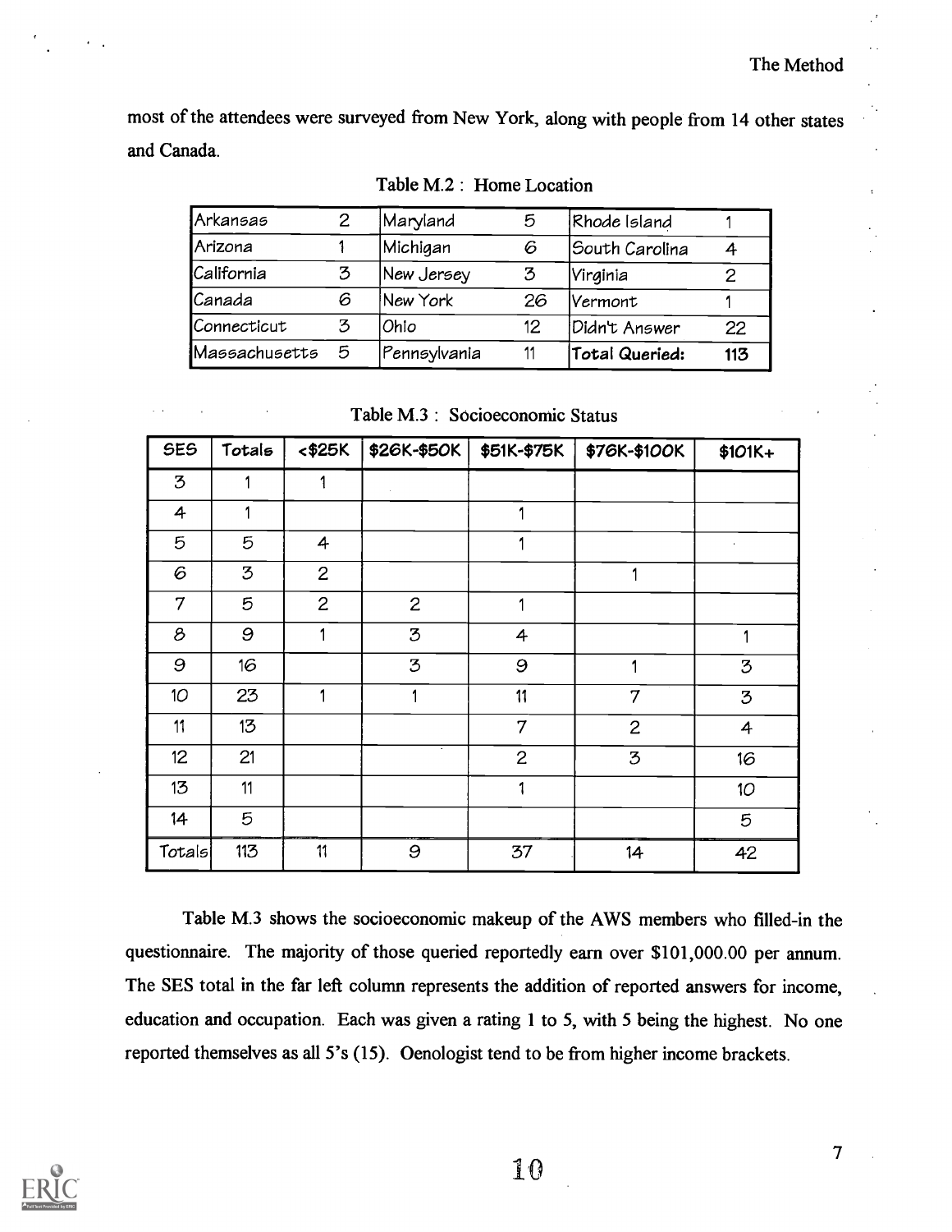most of the attendees were surveyed from New York, along with people from 14 other states and Canada.

Table M.2 : Home Location

| | | | | | |
|---|---|---|---|---|---|
| Arkansas | 2 | Maryland | 5 | Rhode Island | 1 |
| Arizona | 1 | Michigan | 6 | South Carolina | 4 |
| California | 3 | New Jersey | 3 | Virginia | 2 |
| Canada | 6 | New York | 26 | Vermont | 1 |
| Connecticut | 3 | Ohio | 12 | Didn't Answer | 22 |
| Massachusetts | 5 | Pennsylvania | 11 | **Total Queried:** | **113** |

Table M.3 : Socioeconomic Status

| SES | Totals | <$25K | $26K-$50K | $51K-$75K | $76K-$100K | $101K+ |
|---|---|---|---|---|---|---|
| 3 | 1 | 1 | | | | |
| 4 | 1 | | | 1 | | |
| 5 | 5 | 4 | | 1 | | |
| 6 | 3 | 2 | | | 1 | |
| 7 | 5 | 2 | 2 | 1 | | |
| 8 | 9 | 1 | 3 | 4 | | 1 |
| 9 | 16 | | 3 | 9 | 1 | 3 |
| 10 | 23 | 1 | 1 | 11 | 7 | 3 |
| 11 | 13 | | | 7 | 2 | 4 |
| 12 | 21 | | | 2 | 3 | 16 |
| 13 | 11 | | | 1 | | 10 |
| 14 | 5 | | | | | 5 |
| Totals | 113 | 11 | 9 | 37 | 14 | 42 |

Table M.3 shows the socioeconomic makeup of the AWS members who filled-in the questionnaire. The majority of those queried reportedly earn over $101,000.00 per annum. The SES total in the far left column represents the addition of reported answers for income, education and occupation. Each was given a rating 1 to 5, with 5 being the highest. No one reported themselves as all 5's (15). Oenologist tend to be from higher income brackets.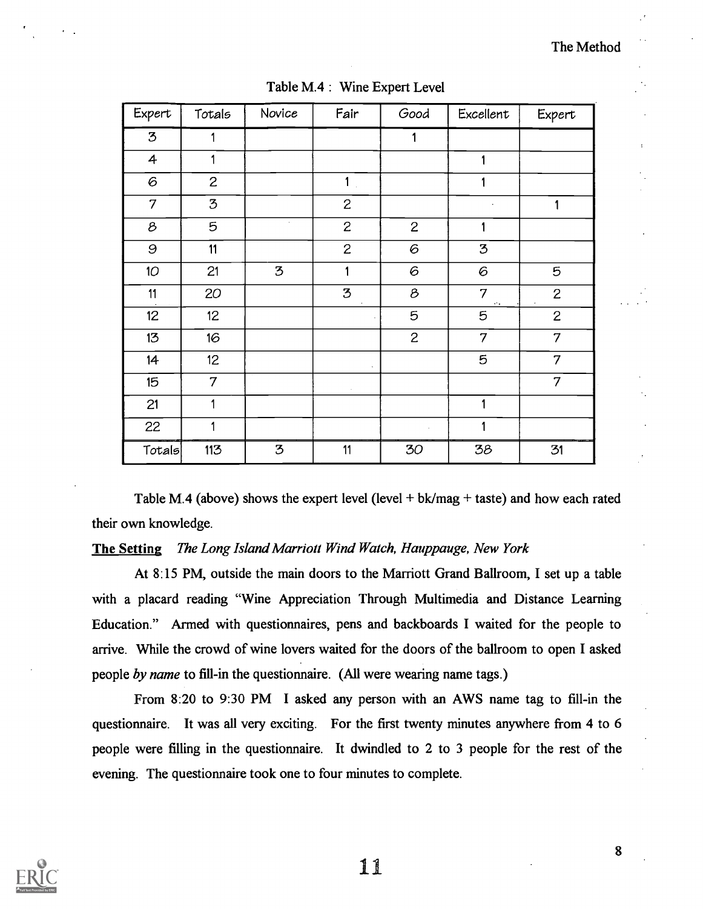Table M.4 : Wine Expert Level

| Expert | Totals | Novice | Fair | Good | Excellent | Expert |
|---|---|---|---|---|---|---|
| 3 | 1 | | | 1 | | |
| 4 | 1 | | | | 1 | |
| 6 | 2 | | 1 | | 1 | |
| 7 | 3 | | 2 | | | 1 |
| 8 | 5 | | 2 | 2 | 1 | |
| 9 | 11 | | 2 | 6 | 3 | |
| 10 | 21 | 3 | 1 | 6 | 6 | 5 |
| 11 | 20 | | 3 | 8 | 7 | 2 |
| 12 | 12 | | | 5 | 5 | 2 |
| 13 | 16 | | | 2 | 7 | 7 |
| 14 | 12 | | | | 5 | 7 |
| 15 | 7 | | | | | 7 |
| 21 | 1 | | | | 1 | |
| 22 | 1 | | | | 1 | |
| Totals | 113 | 3 | 11 | 30 | 38 | 31 |

Table M.4 (above) shows the expert level (level + bk/mag + taste) and how each rated their own knowledge.

**The Setting** *The Long Island Marriott Wind Watch, Hauppauge, New York*

At 8:15 PM, outside the main doors to the Marriott Grand Ballroom, I set up a table with a placard reading "Wine Appreciation Through Multimedia and Distance Learning Education." Armed with questionnaires, pens and backboards I waited for the people to arrive. While the crowd of wine lovers waited for the doors of the ballroom to open I asked people *by name* to fill-in the questionnaire. (All were wearing name tags.)

From 8:20 to 9:30 PM I asked any person with an AWS name tag to fill-in the questionnaire. It was all very exciting. For the first twenty minutes anywhere from 4 to 6 people were filling in the questionnaire. It dwindled to 2 to 3 people for the rest of the evening. The questionnaire took one to four minutes to complete.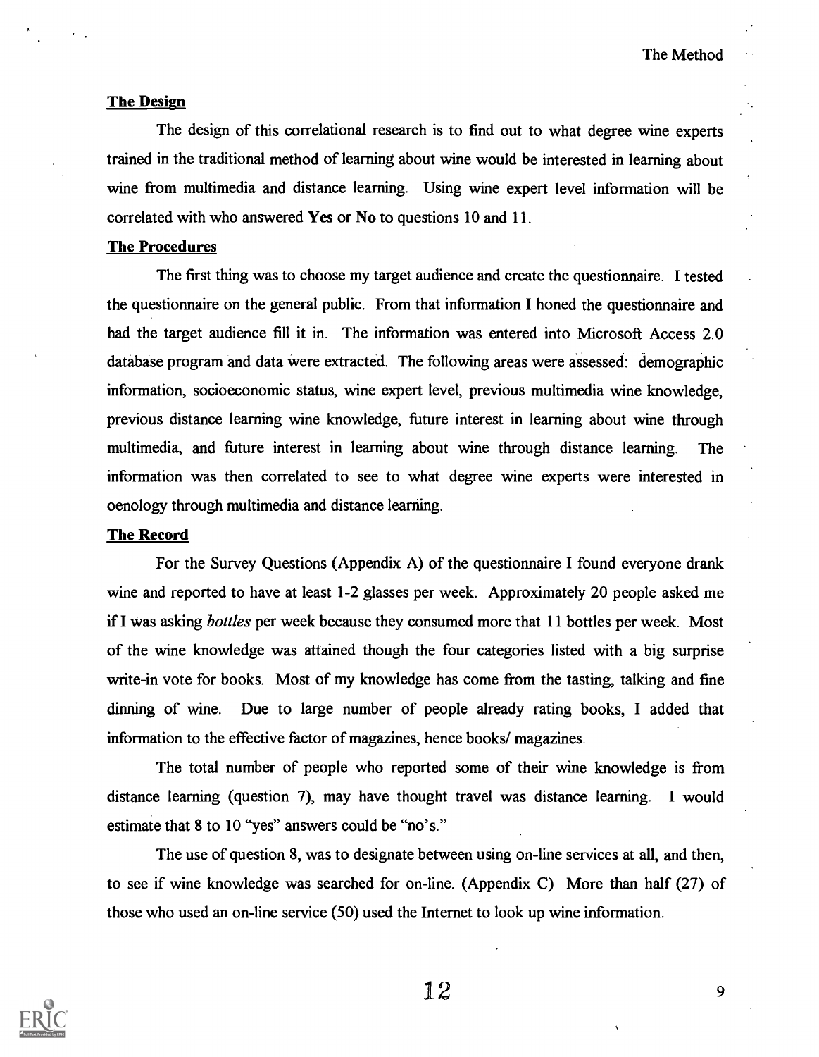### The Design

The design of this correlational research is to find out to what degree wine experts trained in the traditional method of learning about wine would be interested in learning about wine from multimedia and distance learning. Using wine expert level information will be correlated with who answered **Yes** or **No** to questions 10 and 11.

### The Procedures

The first thing was to choose my target audience and create the questionnaire. I tested the questionnaire on the general public. From that information I honed the questionnaire and had the target audience fill it in. The information was entered into Microsoft Access 2.0 database program and data were extracted. The following areas were assessed: demographic information, socioeconomic status, wine expert level, previous multimedia wine knowledge, previous distance learning wine knowledge, future interest in learning about wine through multimedia, and future interest in learning about wine through distance learning. The information was then correlated to see to what degree wine experts were interested in oenology through multimedia and distance learning.

### The Record

For the Survey Questions (Appendix A) of the questionnaire I found everyone drank wine and reported to have at least 1-2 glasses per week. Approximately 20 people asked me if I was asking *bottles* per week because they consumed more that 11 bottles per week. Most of the wine knowledge was attained though the four categories listed with a big surprise write-in vote for books. Most of my knowledge has come from the tasting, talking and fine dinning of wine. Due to large number of people already rating books, I added that information to the effective factor of magazines, hence books/ magazines.

The total number of people who reported some of their wine knowledge is from distance learning (question 7), may have thought travel was distance learning. I would estimate that 8 to 10 "yes" answers could be "no's."

The use of question 8, was to designate between using on-line services at all, and then, to see if wine knowledge was searched for on-line. (Appendix C) More than half (27) of those who used an on-line service (50) used the Internet to look up wine information.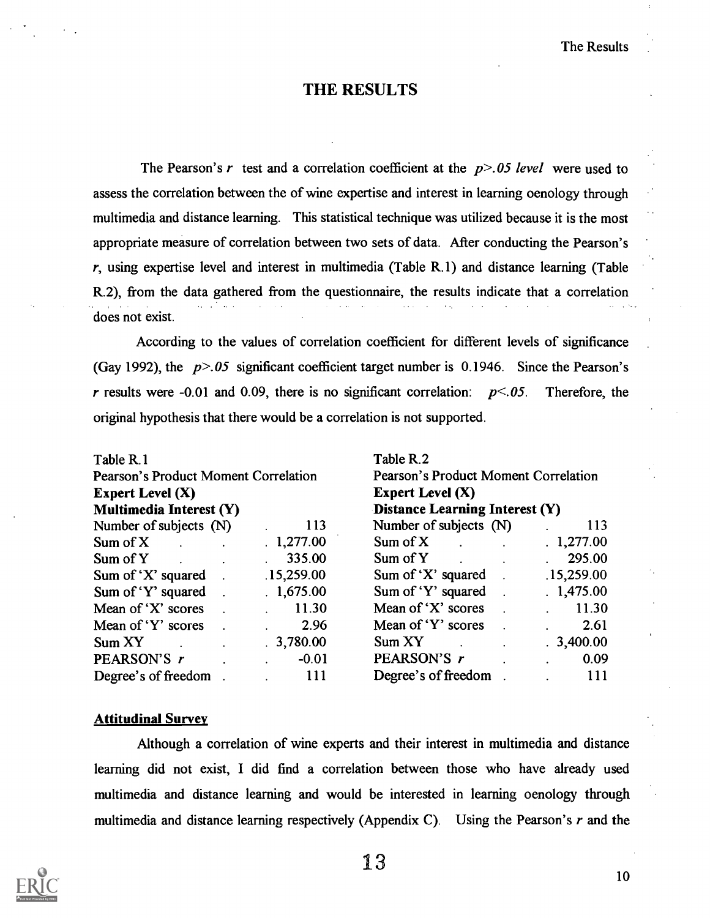# THE RESULTS

The Pearson's $r$ test and a correlation coefficient at the *$p>.05$ level* were used to assess the correlation between the of wine expertise and interest in learning oenology through multimedia and distance learning. This statistical technique was utilized because it is the most appropriate measure of correlation between two sets of data. After conducting the Pearson's $r$, using expertise level and interest in multimedia (Table R.1) and distance learning (Table R.2), from the data gathered from the questionnaire, the results indicate that a correlation does not exist.

According to the values of correlation coefficient for different levels of significance (Gay 1992), the $p>.05$ significant coefficient target number is 0.1946. Since the Pearson's $r$ results were -0.01 and 0.09, there is no significant correlation: $p<.05$. Therefore, the original hypothesis that there would be a correlation is not supported.

Table R.1
Pearson's Product Moment Correlation
**Expert Level (X)**
**Multimedia Interest (Y)**

| | |
|---|---|
| Number of subjects (N) | 113 |
| Sum of X | 1,277.00 |
| Sum of Y | 335.00 |
| Sum of 'X' squared | 15,259.00 |
| Sum of 'Y' squared | 1,675.00 |
| Mean of 'X' scores | 11.30 |
| Mean of 'Y' scores | 2.96 |
| Sum XY | 3,780.00 |
| PEARSON'S $r$ | -0.01 |
| Degree's of freedom | 111 |

Table R.2
Pearson's Product Moment Correlation
**Expert Level (X)**
**Distance Learning Interest (Y)**

| | |
|---|---|
| Number of subjects (N) | 113 |
| Sum of X | 1,277.00 |
| Sum of Y | 295.00 |
| Sum of 'X' squared | 15,259.00 |
| Sum of 'Y' squared | 1,475.00 |
| Mean of 'X' scores | 11.30 |
| Mean of 'Y' scores | 2.61 |
| Sum XY | 3,400.00 |
| PEARSON'S $r$ | 0.09 |
| Degree's of freedom | 111 |

## Attitudinal Survey

Although a correlation of wine experts and their interest in multimedia and distance learning did not exist, I did find a correlation between those who have already used multimedia and distance learning and would be interested in learning oenology through multimedia and distance learning respectively (Appendix C). Using the Pearson's $r$ and the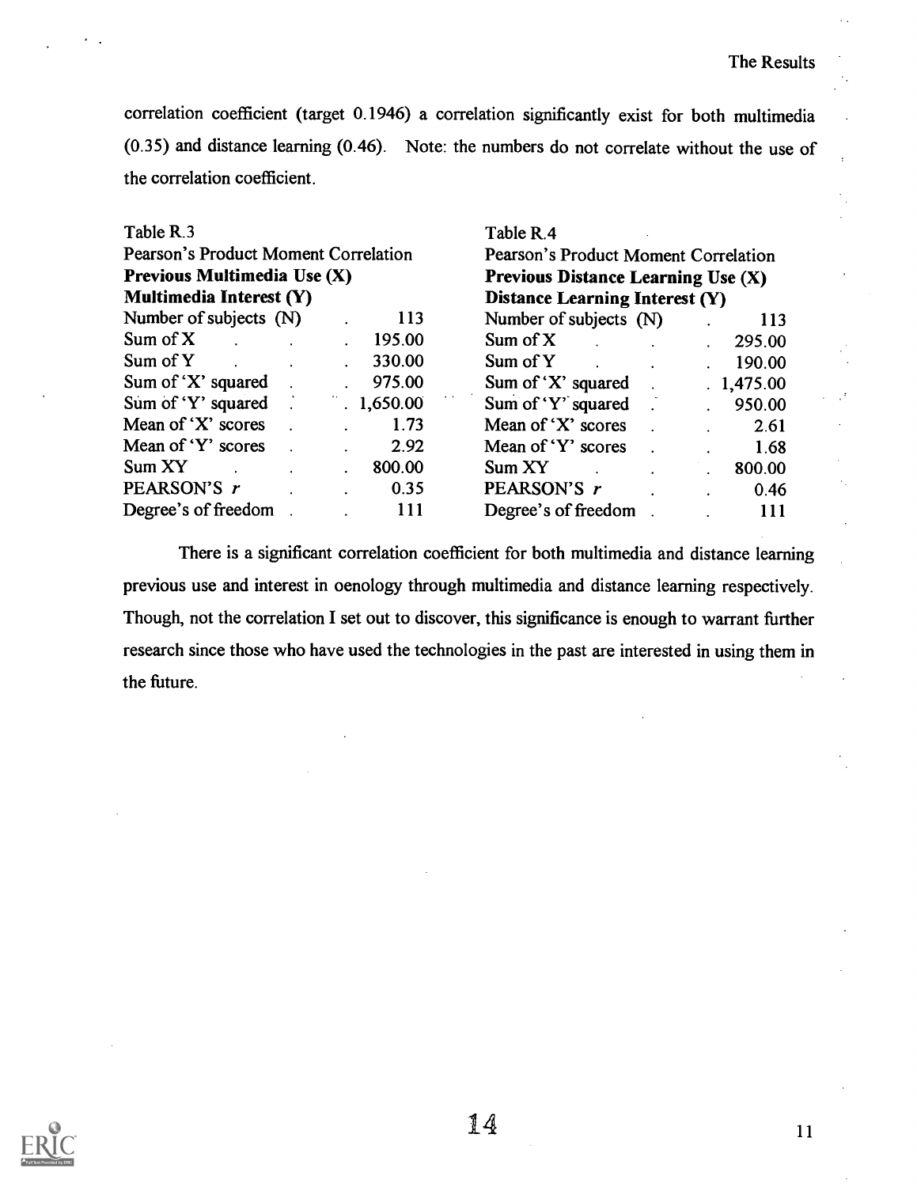correlation coefficient (target 0.1946) a correlation significantly exist for both multimedia (0.35) and distance learning (0.46). Note: the numbers do not correlate without the use of the correlation coefficient.

Table R.3
Pearson's Product Moment Correlation
**Previous Multimedia Use (X)**
**Multimedia Interest (Y)**

| | |
|---|---|
| Number of subjects (N) | 113 |
| Sum of X | 195.00 |
| Sum of Y | 330.00 |
| Sum of 'X' squared | 975.00 |
| Sum of 'Y' squared | 1,650.00 |
| Mean of 'X' scores | 1.73 |
| Mean of 'Y' scores | 2.92 |
| Sum XY | 800.00 |
| PEARSON'S *r* | 0.35 |
| Degree's of freedom | 111 |

Table R.4
Pearson's Product Moment Correlation
**Previous Distance Learning Use (X)**
**Distance Learning Interest (Y)**

| | |
|---|---|
| Number of subjects (N) | 113 |
| Sum of X | 295.00 |
| Sum of Y | 190.00 |
| Sum of 'X' squared | 1,475.00 |
| Sum of 'Y' squared | 950.00 |
| Mean of 'X' scores | 2.61 |
| Mean of 'Y' scores | 1.68 |
| Sum XY | 800.00 |
| PEARSON'S *r* | 0.46 |
| Degree's of freedom | 111 |

There is a significant correlation coefficient for both multimedia and distance learning previous use and interest in oenology through multimedia and distance learning respectively. Though, not the correlation I set out to discover, this significance is enough to warrant further research since those who have used the technologies in the past are interested in using them in the future.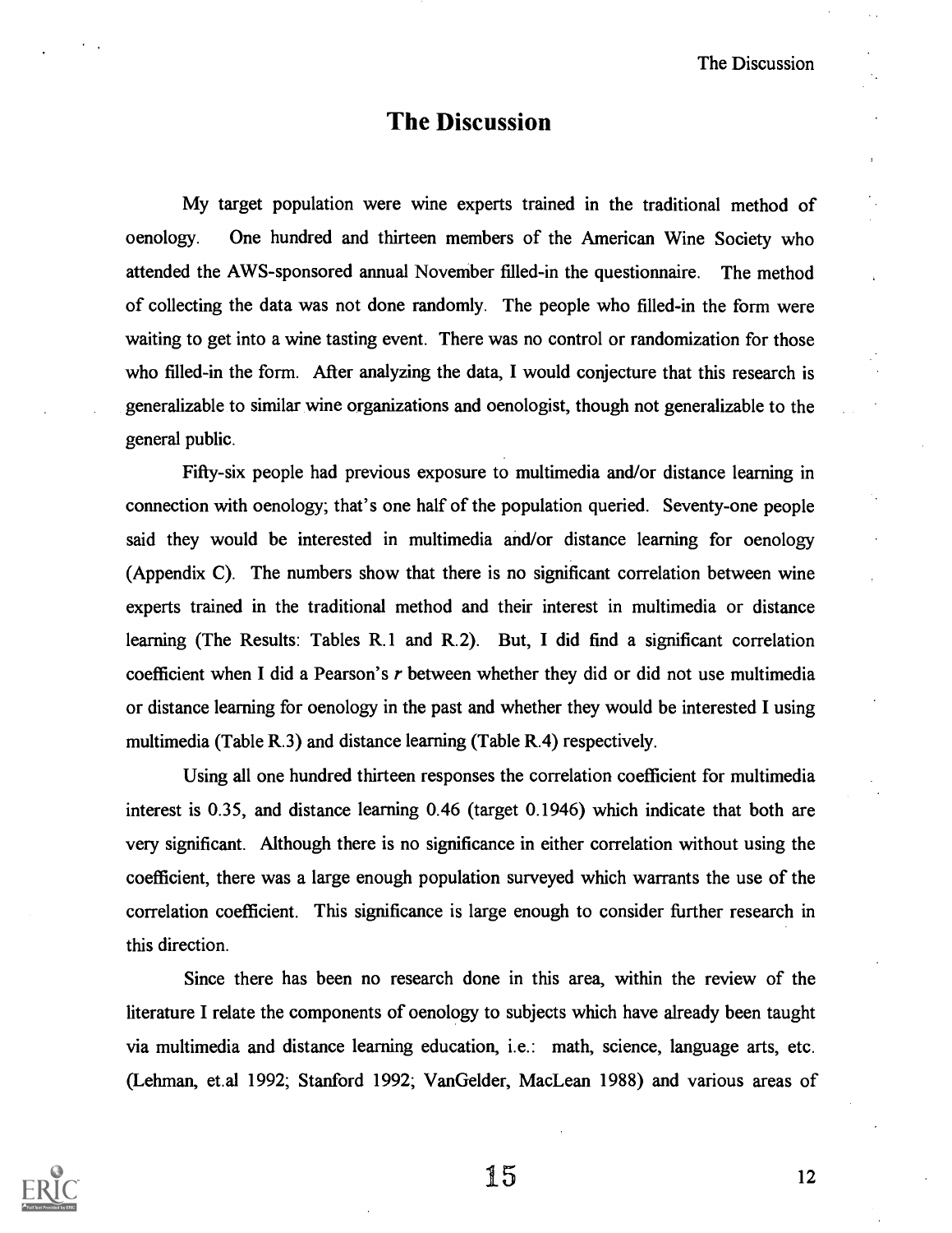# The Discussion

My target population were wine experts trained in the traditional method of oenology. One hundred and thirteen members of the American Wine Society who attended the AWS-sponsored annual November filled-in the questionnaire. The method of collecting the data was not done randomly. The people who filled-in the form were waiting to get into a wine tasting event. There was no control or randomization for those who filled-in the form. After analyzing the data, I would conjecture that this research is generalizable to similar wine organizations and oenologist, though not generalizable to the general public.

Fifty-six people had previous exposure to multimedia and/or distance learning in connection with oenology; that's one half of the population queried. Seventy-one people said they would be interested in multimedia and/or distance learning for oenology (Appendix C). The numbers show that there is no significant correlation between wine experts trained in the traditional method and their interest in multimedia or distance learning (The Results: Tables R.1 and R.2). But, I did find a significant correlation coefficient when I did a Pearson's $r$ between whether they did or did not use multimedia or distance learning for oenology in the past and whether they would be interested I using multimedia (Table R.3) and distance learning (Table R.4) respectively.

Using all one hundred thirteen responses the correlation coefficient for multimedia interest is 0.35, and distance learning 0.46 (target 0.1946) which indicate that both are very significant. Although there is no significance in either correlation without using the coefficient, there was a large enough population surveyed which warrants the use of the correlation coefficient. This significance is large enough to consider further research in this direction.

Since there has been no research done in this area, within the review of the literature I relate the components of oenology to subjects which have already been taught via multimedia and distance learning education, i.e.: math, science, language arts, etc. (Lehman, et.al 1992; Stanford 1992; VanGelder, MacLean 1988) and various areas of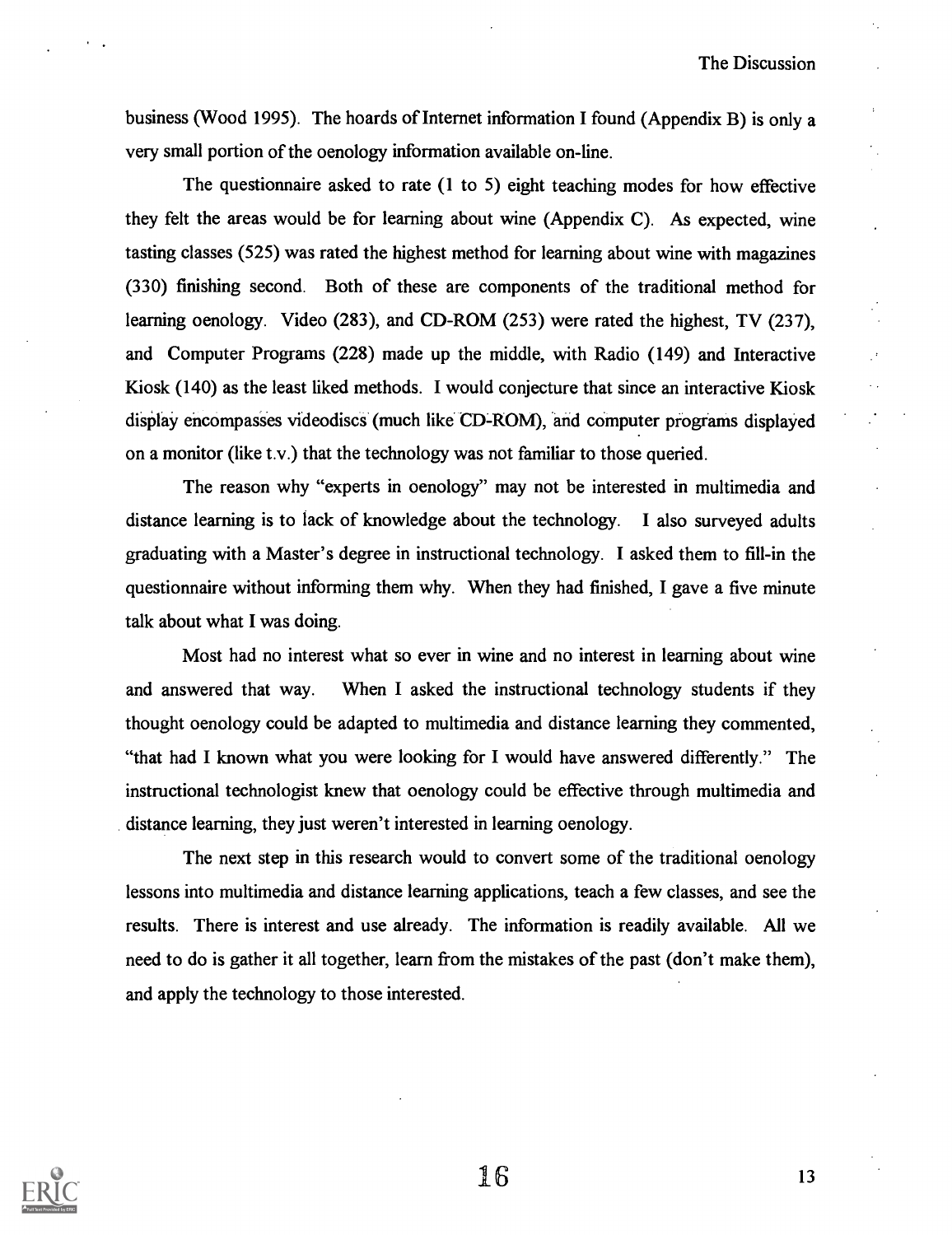business (Wood 1995). The hoards of Internet information I found (Appendix B) is only a very small portion of the oenology information available on-line.

The questionnaire asked to rate (1 to 5) eight teaching modes for how effective they felt the areas would be for learning about wine (Appendix C). As expected, wine tasting classes (525) was rated the highest method for learning about wine with magazines (330) finishing second. Both of these are components of the traditional method for learning oenology. Video (283), and CD-ROM (253) were rated the highest, TV (237), and Computer Programs (228) made up the middle, with Radio (149) and Interactive Kiosk (140) as the least liked methods. I would conjecture that since an interactive Kiosk display encompasses videodiscs (much like CD-ROM), and computer programs displayed on a monitor (like t.v.) that the technology was not familiar to those queried.

The reason why "experts in oenology" may not be interested in multimedia and distance learning is to lack of knowledge about the technology. I also surveyed adults graduating with a Master's degree in instructional technology. I asked them to fill-in the questionnaire without informing them why. When they had finished, I gave a five minute talk about what I was doing.

Most had no interest what so ever in wine and no interest in learning about wine and answered that way. When I asked the instructional technology students if they thought oenology could be adapted to multimedia and distance learning they commented, "that had I known what you were looking for I would have answered differently." The instructional technologist knew that oenology could be effective through multimedia and distance learning, they just weren't interested in learning oenology.

The next step in this research would to convert some of the traditional oenology lessons into multimedia and distance learning applications, teach a few classes, and see the results. There is interest and use already. The information is readily available. All we need to do is gather it all together, learn from the mistakes of the past (don't make them), and apply the technology to those interested.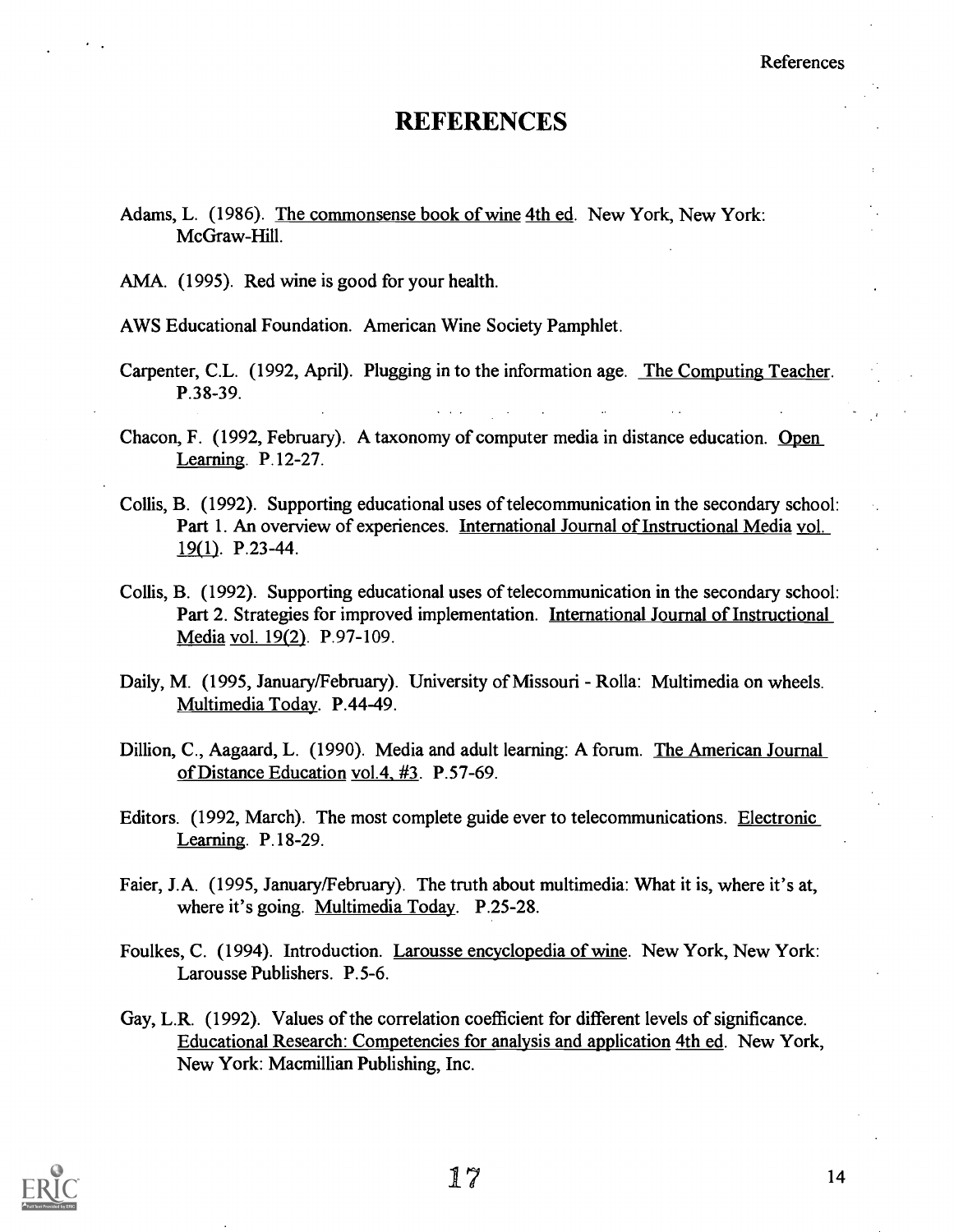# REFERENCES

Adams, L. (1986). The commonsense book of wine 4th ed. New York, New York: McGraw-Hill.

AMA. (1995). Red wine is good for your health.

AWS Educational Foundation. American Wine Society Pamphlet.

Carpenter, C.L. (1992, April). Plugging in to the information age. The Computing Teacher. P.38-39.

Chacon, F. (1992, February). A taxonomy of computer media in distance education. Open Learning. P.12-27.

Collis, B. (1992). Supporting educational uses of telecommunication in the secondary school: Part 1. An overview of experiences. International Journal of Instructional Media vol. 19(1). P.23-44.

Collis, B. (1992). Supporting educational uses of telecommunication in the secondary school: Part 2. Strategies for improved implementation. International Journal of Instructional Media vol. 19(2). P.97-109.

Daily, M. (1995, January/February). University of Missouri - Rolla: Multimedia on wheels. Multimedia Today. P.44-49.

Dillion, C., Aagaard, L. (1990). Media and adult learning: A forum. The American Journal of Distance Education vol.4, #3. P.57-69.

Editors. (1992, March). The most complete guide ever to telecommunications. Electronic Learning. P.18-29.

Faier, J.A. (1995, January/February). The truth about multimedia: What it is, where it's at, where it's going. Multimedia Today. P.25-28.

Foulkes, C. (1994). Introduction. Larousse encyclopedia of wine. New York, New York: Larousse Publishers. P.5-6.

Gay, L.R. (1992). Values of the correlation coefficient for different levels of significance. Educational Research: Competencies for analysis and application 4th ed. New York, New York: Macmillian Publishing, Inc.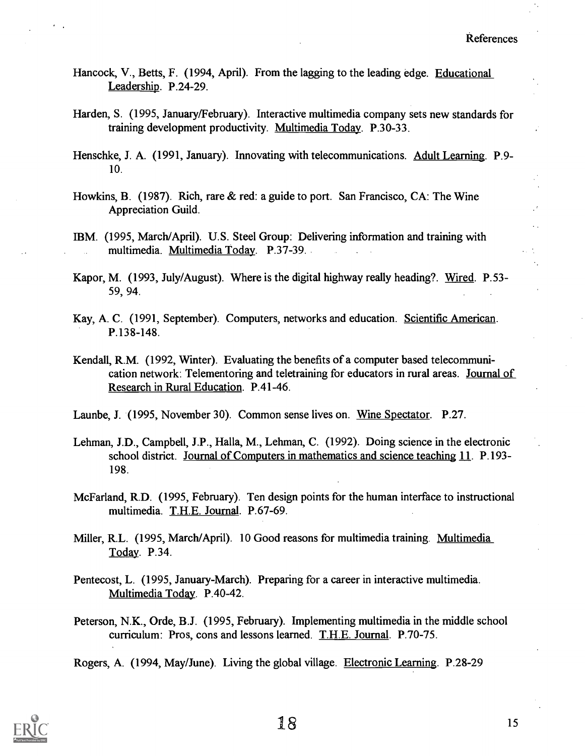Hancock, V., Betts, F. (1994, April). From the lagging to the leading edge. Educational Leadership. P.24-29.

Harden, S. (1995, January/February). Interactive multimedia company sets new standards for training development productivity. Multimedia Today. P.30-33.

Henschke, J. A. (1991, January). Innovating with telecommunications. Adult Learning. P.9-10.

Howkins, B. (1987). Rich, rare & red: a guide to port. San Francisco, CA: The Wine Appreciation Guild.

IBM. (1995, March/April). U.S. Steel Group: Delivering information and training with multimedia. Multimedia Today. P.37-39.

Kapor, M. (1993, July/August). Where is the digital highway really heading?. Wired. P.53-59, 94.

Kay, A. C. (1991, September). Computers, networks and education. Scientific American. P.138-148.

Kendall, R.M. (1992, Winter). Evaluating the benefits of a computer based telecommunication network: Telementoring and teletraining for educators in rural areas. Journal of Research in Rural Education. P.41-46.

Launbe, J. (1995, November 30). Common sense lives on. Wine Spectator. P.27.

Lehman, J.D., Campbell, J.P., Halla, M., Lehman, C. (1992). Doing science in the electronic school district. Journal of Computers in mathematics and science teaching 11. P.193-198.

McFarland, R.D. (1995, February). Ten design points for the human interface to instructional multimedia. T.H.E. Journal. P.67-69.

Miller, R.L. (1995, March/April). 10 Good reasons for multimedia training. Multimedia Today. P.34.

Pentecost, L. (1995, January-March). Preparing for a career in interactive multimedia. Multimedia Today. P.40-42.

Peterson, N.K., Orde, B.J. (1995, February). Implementing multimedia in the middle school curriculum: Pros, cons and lessons learned. T.H.E. Journal. P.70-75.

Rogers, A. (1994, May/June). Living the global village. Electronic Learning. P.28-29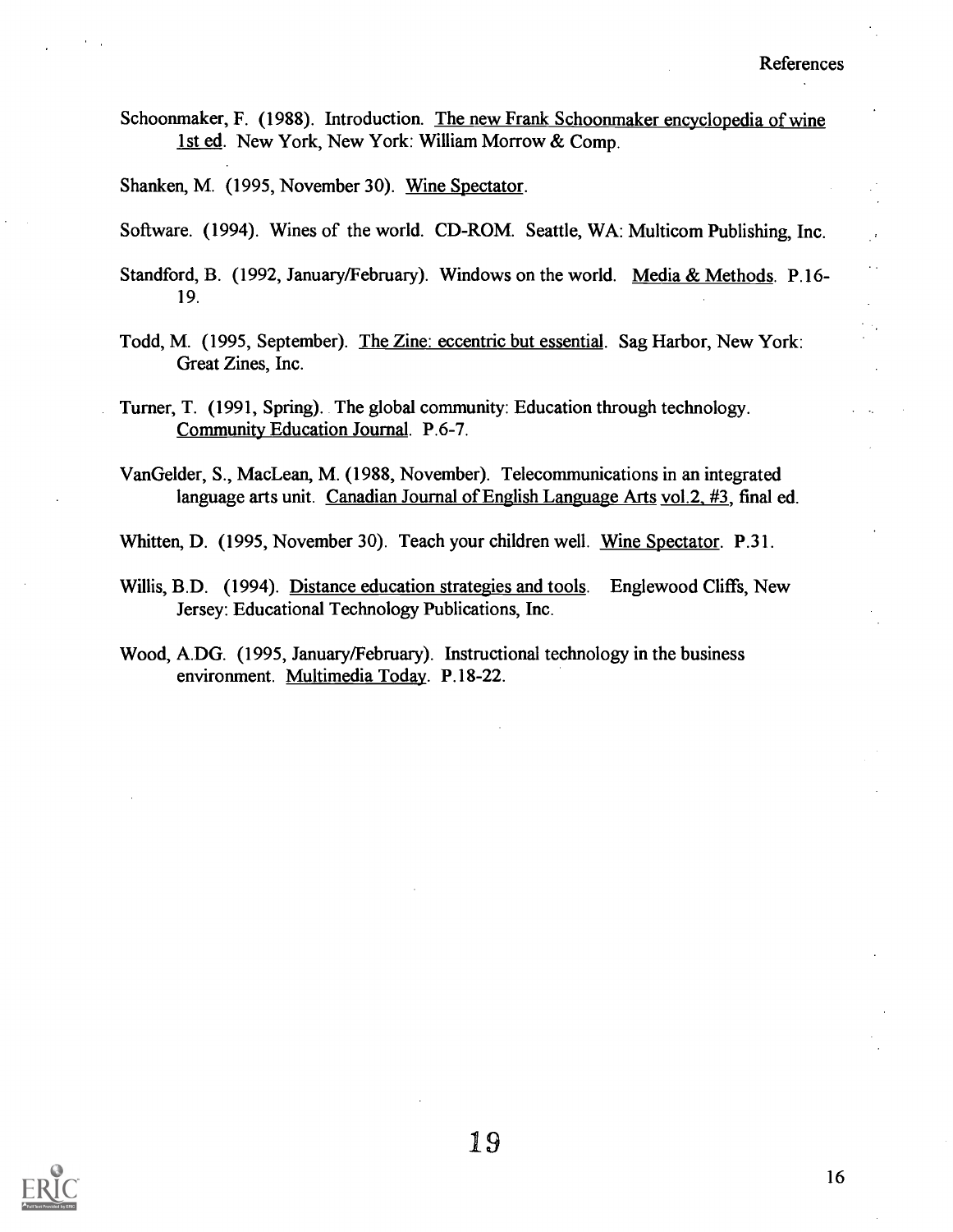Schoonmaker, F. (1988). Introduction. The new Frank Schoonmaker encyclopedia of wine 1st ed. New York, New York: William Morrow & Comp.

Shanken, M. (1995, November 30). Wine Spectator.

Software. (1994). Wines of the world. CD-ROM. Seattle, WA: Multicom Publishing, Inc.

Standford, B. (1992, January/February). Windows on the world. Media & Methods. P.16-19.

Todd, M. (1995, September). The Zine: eccentric but essential. Sag Harbor, New York: Great Zines, Inc.

Turner, T. (1991, Spring). The global community: Education through technology. Community Education Journal. P.6-7.

VanGelder, S., MacLean, M. (1988, November). Telecommunications in an integrated language arts unit. Canadian Journal of English Language Arts vol.2, #3, final ed.

Whitten, D. (1995, November 30). Teach your children well. Wine Spectator. P.31.

Willis, B.D. (1994). Distance education strategies and tools. Englewood Cliffs, New Jersey: Educational Technology Publications, Inc.

Wood, A.DG. (1995, January/February). Instructional technology in the business environment. Multimedia Today. P.18-22.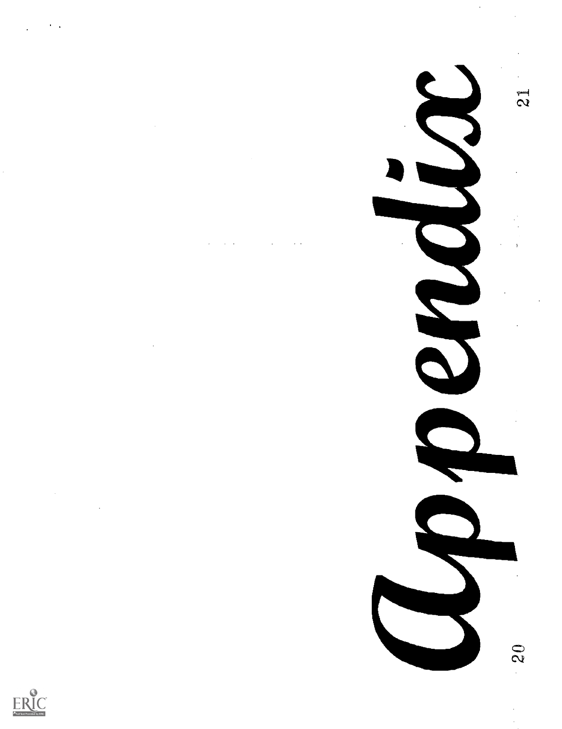# Appendix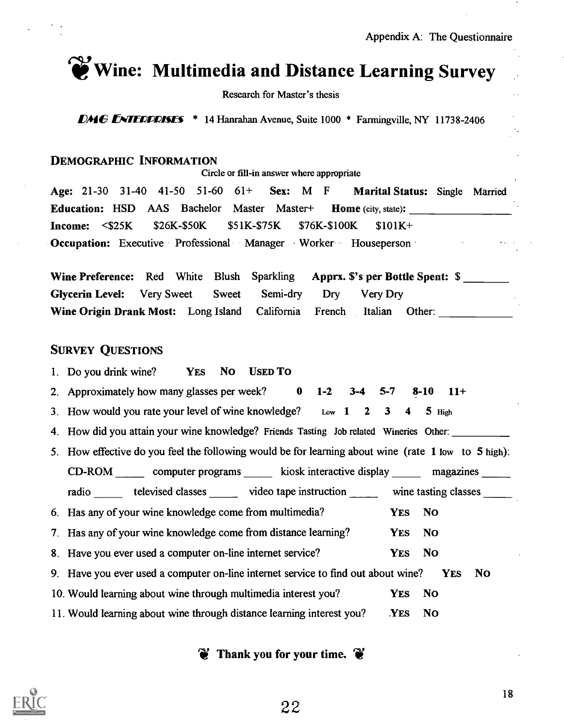Appendix A: The Questionnaire

# Wine: Multimedia and Distance Learning Survey

Research for Master's thesis

**DMG ENTERPRISES** * 14 Hanrahan Avenue, Suite 1000 * Farmingville, NY 11738-2406

## DEMOGRAPHIC INFORMATION

Circle or fill-in answer where appropriate

**Age:** 21-30 31-40 41-50 51-60 61+ **Sex:** M F **Marital Status:** Single Married

**Education:** HSD AAS Bachelor Master Master+ **Home** (city, state): ________________

**Income:** <$25K $26K-$50K $51K-$75K $76K-$100K $101K+

**Occupation:** Executive Professional Manager Worker Houseperson

**Wine Preference:** Red White Blush Sparkling **Apprx. $'s per Bottle Spent:** $ ________

**Glycerin Level:** Very Sweet Sweet Semi-dry Dry Very Dry

**Wine Origin Drank Most:** Long Island California French Italian Other: ____________

## SURVEY QUESTIONS

1. Do you drink wine? **YES NO USED TO**
2. Approximately how many glasses per week? **0 1-2 3-4 5-7 8-10 11+**
3. How would you rate your level of wine knowledge? Low **1 2 3 4 5** High
4. How did you attain your wine knowledge? Friends Tasting Job related Wineries Other: __________
5. How effective do you feel the following would be for learning about wine (rate **1** low to **5** high):
   CD-ROM _____ computer programs _____ kiosk interactive display _____ magazines _____
   radio _____ televised classes _____ video tape instruction _____ wine tasting classes _____
6. Has any of your wine knowledge come from multimedia? **YES NO**
7. Has any of your wine knowledge come from distance learning? **YES NO**
8. Have you ever used a computer on-line internet service? **YES NO**
9. Have you ever used a computer on-line internet service to find out about wine? **YES NO**
10. Would learning about wine through multimedia interest you? **YES NO**
11. Would learning about wine through distance learning interest you? **YES NO**

**Thank you for your time.**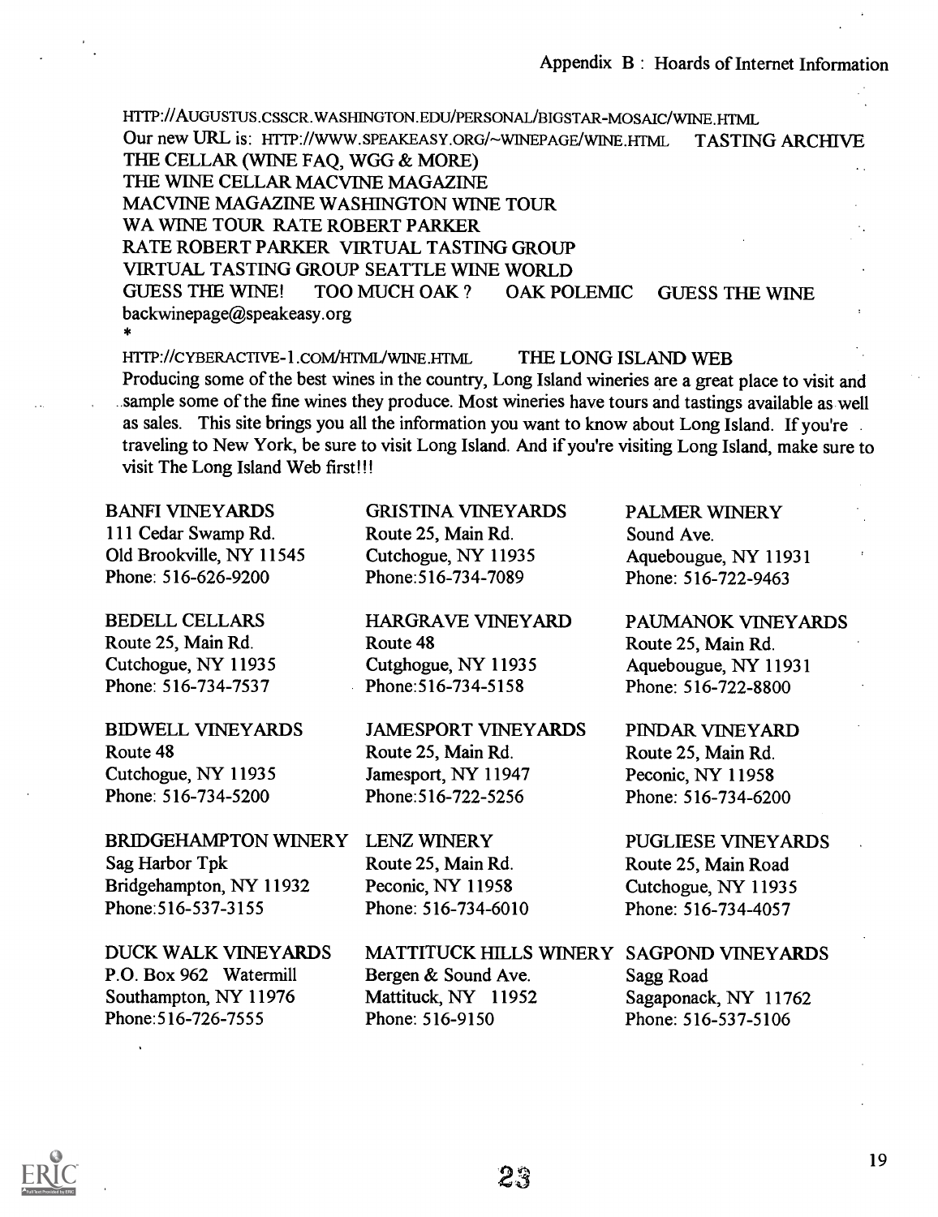HTTP://AUGUSTUS.CSSCR.WASHINGTON.EDU/PERSONAL/BIGSTAR-MOSAIC/WINE.HTML
Our new URL is: HTTP://WWW.SPEAKEASY.ORG/~WINEPAGE/WINE.HTML TASTING ARCHIVE
THE CELLAR (WINE FAQ, WGG & MORE)
THE WINE CELLAR MACVINE MAGAZINE
MACVINE MAGAZINE WASHINGTON WINE TOUR
WA WINE TOUR RATE ROBERT PARKER
RATE ROBERT PARKER VIRTUAL TASTING GROUP
VIRTUAL TASTING GROUP SEATTLE WINE WORLD
GUESS THE WINE! TOO MUCH OAK ? OAK POLEMIC GUESS THE WINE
backwinepage@speakeasy.org
*

HTTP://CYBERACTIVE-1.COM/HTML/WINE.HTML THE LONG ISLAND WEB
Producing some of the best wines in the country, Long Island wineries are a great place to visit and sample some of the fine wines they produce. Most wineries have tours and tastings available as well as sales. This site brings you all the information you want to know about Long Island. If you're traveling to New York, be sure to visit Long Island. And if you're visiting Long Island, make sure to visit The Long Island Web first!!!

BANFI VINEYARDS
111 Cedar Swamp Rd.
Old Brookville, NY 11545
Phone: 516-626-9200

BEDELL CELLARS
Route 25, Main Rd.
Cutchogue, NY 11935
Phone: 516-734-7537

BIDWELL VINEYARDS
Route 48
Cutchogue, NY 11935
Phone: 516-734-5200

BRIDGEHAMPTON WINERY
Sag Harbor Tpk
Bridgehampton, NY 11932
Phone:516-537-3155

DUCK WALK VINEYARDS
P.O. Box 962 Watermill
Southampton, NY 11976
Phone:516-726-7555

GRISTINA VINEYARDS
Route 25, Main Rd.
Cutchogue, NY 11935
Phone:516-734-7089

HARGRAVE VINEYARD
Route 48
Cutghogue, NY 11935
Phone:516-734-5158

JAMESPORT VINEYARDS
Route 25, Main Rd.
Jamesport, NY 11947
Phone:516-722-5256

LENZ WINERY
Route 25, Main Rd.
Peconic, NY 11958
Phone: 516-734-6010

MATTITUCK HILLS WINERY
Bergen & Sound Ave.
Mattituck, NY 11952
Phone: 516-9150

PALMER WINERY
Sound Ave.
Aquebougue, NY 11931
Phone: 516-722-9463

PAUMANOK VINEYARDS
Route 25, Main Rd.
Aquebougue, NY 11931
Phone: 516-722-8800

PINDAR VINEYARD
Route 25, Main Rd.
Peconic, NY 11958
Phone: 516-734-6200

PUGLIESE VINEYARDS
Route 25, Main Road
Cutchogue, NY 11935
Phone: 516-734-4057

SAGPOND VINEYARDS
Sagg Road
Sagaponack, NY 11762
Phone: 516-537-5106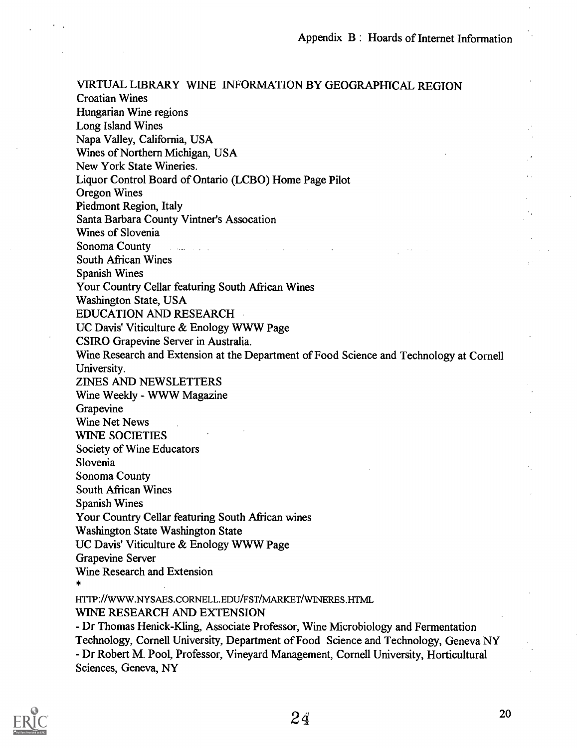VIRTUAL LIBRARY WINE INFORMATION BY GEOGRAPHICAL REGION
Croatian Wines
Hungarian Wine regions
Long Island Wines
Napa Valley, California, USA
Wines of Northern Michigan, USA
New York State Wineries.
Liquor Control Board of Ontario (LCBO) Home Page Pilot
Oregon Wines
Piedmont Region, Italy
Santa Barbara County Vintner's Assocation
Wines of Slovenia
Sonoma County
South African Wines
Spanish Wines
Your Country Cellar featuring South African Wines
Washington State, USA
EDUCATION AND RESEARCH
UC Davis' Viticulture & Enology WWW Page
CSIRO Grapevine Server in Australia.
Wine Research and Extension at the Department of Food Science and Technology at Cornell University.
ZINES AND NEWSLETTERS
Wine Weekly - WWW Magazine
Grapevine
Wine Net News
WINE SOCIETIES
Society of Wine Educators
Slovenia
Sonoma County
South African Wines
Spanish Wines
Your Country Cellar featuring South African wines
Washington State Washington State
UC Davis' Viticulture & Enology WWW Page
Grapevine Server
Wine Research and Extension
*
HTTP://WWW.NYSAES.CORNELL.EDU/FST/MARKET/WINERES.HTML
WINE RESEARCH AND EXTENSION
- Dr Thomas Henick-Kling, Associate Professor, Wine Microbiology and Fermentation Technology, Cornell University, Department of Food Science and Technology, Geneva NY
- Dr Robert M. Pool, Professor, Vineyard Management, Cornell University, Horticultural Sciences, Geneva, NY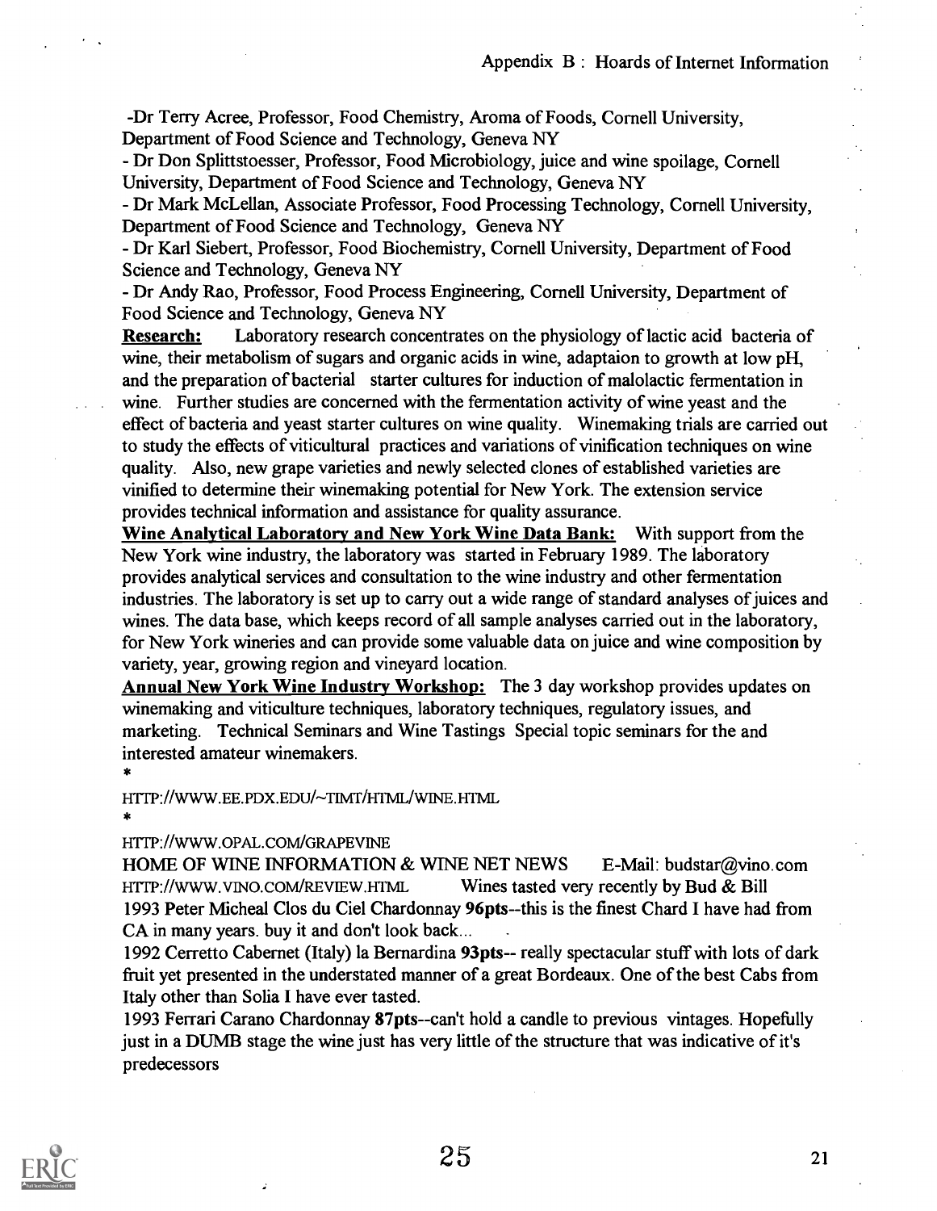-Dr Terry Acree, Professor, Food Chemistry, Aroma of Foods, Cornell University, Department of Food Science and Technology, Geneva NY

- Dr Don Splittstoesser, Professor, Food Microbiology, juice and wine spoilage, Cornell University, Department of Food Science and Technology, Geneva NY
- Dr Mark McLellan, Associate Professor, Food Processing Technology, Cornell University, Department of Food Science and Technology, Geneva NY
- Dr Karl Siebert, Professor, Food Biochemistry, Cornell University, Department of Food Science and Technology, Geneva NY
- Dr Andy Rao, Professor, Food Process Engineering, Cornell University, Department of Food Science and Technology, Geneva NY

**Research:** Laboratory research concentrates on the physiology of lactic acid bacteria of wine, their metabolism of sugars and organic acids in wine, adaptaion to growth at low pH, and the preparation of bacterial starter cultures for induction of malolactic fermentation in wine. Further studies are concerned with the fermentation activity of wine yeast and the effect of bacteria and yeast starter cultures on wine quality. Winemaking trials are carried out to study the effects of viticultural practices and variations of vinification techniques on wine quality. Also, new grape varieties and newly selected clones of established varieties are vinified to determine their winemaking potential for New York. The extension service provides technical information and assistance for quality assurance.

**Wine Analytical Laboratory and New York Wine Data Bank:** With support from the New York wine industry, the laboratory was started in February 1989. The laboratory provides analytical services and consultation to the wine industry and other fermentation industries. The laboratory is set up to carry out a wide range of standard analyses of juices and wines. The data base, which keeps record of all sample analyses carried out in the laboratory, for New York wineries and can provide some valuable data on juice and wine composition by variety, year, growing region and vineyard location.

**Annual New York Wine Industry Workshop:** The 3 day workshop provides updates on winemaking and viticulture techniques, laboratory techniques, regulatory issues, and marketing. Technical Seminars and Wine Tastings Special topic seminars for the and interested amateur winemakers.

*

HTTP://WWW.EE.PDX.EDU/~TIMT/HTML/WINE.HTML

*

HTTP://WWW.OPAL.COM/GRAPEVINE

HOME OF WINE INFORMATION & WINE NET NEWS E-Mail: budstar@vino.com

HTTP://WWW.VINO.COM/REVIEW.HTML Wines tasted very recently by Bud & Bill

1993 Peter Micheal Clos du Ciel Chardonnay **96pts**--this is the finest Chard I have had from CA in many years. buy it and don't look back...

1992 Cerretto Cabernet (Italy) la Bernardina **93pts**-- really spectacular stuff with lots of dark fruit yet presented in the understated manner of a great Bordeaux. One of the best Cabs from Italy other than Solia I have ever tasted.

1993 Ferrari Carano Chardonnay **87pts**--can't hold a candle to previous vintages. Hopefully just in a DUMB stage the wine just has very little of the structure that was indicative of it's predecessors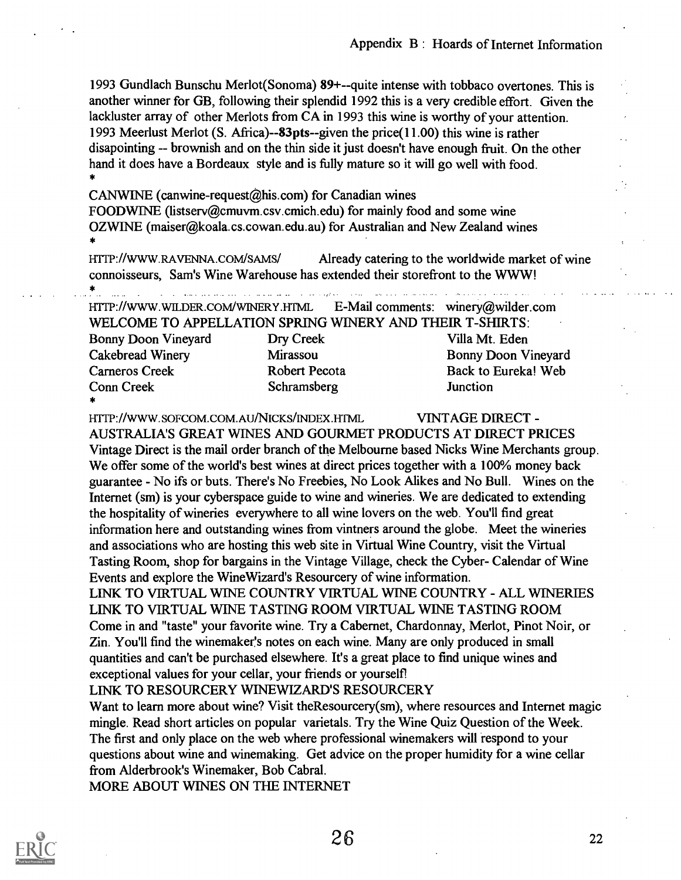1993 Gundlach Bunschu Merlot(Sonoma) **89+**--quite intense with tobbaco overtones. This is another winner for GB, following their splendid 1992 this is a very credible effort. Given the lackluster array of other Merlots from CA in 1993 this wine is worthy of your attention.
1993 Meerlust Merlot (S. Africa)--**83pts**--given the price(11.00) this wine is rather disapointing -- brownish and on the thin side it just doesn't have enough fruit. On the other hand it does have a Bordeaux style and is fully mature so it will go well with food.

*

CANWINE (canwine-request@his.com) for Canadian wines
FOODWINE (listserv@cmuvm.csv.cmich.edu) for mainly food and some wine
OZWINE (maiser@koala.cs.cowan.edu.au) for Australian and New Zealand wines

*

HTTP://WWW.RAVENNA.COM/SAMS/ Already catering to the worldwide market of wine connoisseurs, Sam's Wine Warehouse has extended their storefront to the WWW!

*

HTTP://WWW.WILDER.COM/WINERY.HTML E-Mail comments: winery@wilder.com
WELCOME TO APPELLATION SPRING WINERY AND THEIR T-SHIRTS:

| | | |
|---|---|---|
| Bonny Doon Vineyard | Dry Creek | Villa Mt. Eden |
| Cakebread Winery | Mirassou | Bonny Doon Vineyard |
| Carneros Creek | Robert Pecota | Back to Eureka! Web |
| Conn Creek | Schramsberg | Junction |

*

HTTP://WWW.SOFCOM.COM.AU/NICKS/INDEX.HTML VINTAGE DIRECT - AUSTRALIA'S GREAT WINES AND GOURMET PRODUCTS AT DIRECT PRICES
Vintage Direct is the mail order branch of the Melbourne based Nicks Wine Merchants group. We offer some of the world's best wines at direct prices together with a 100% money back guarantee - No ifs or buts. There's No Freebies, No Look Alikes and No Bull. Wines on the Internet (sm) is your cyberspace guide to wine and wineries. We are dedicated to extending the hospitality of wineries everywhere to all wine lovers on the web. You'll find great information here and outstanding wines from vintners around the globe. Meet the wineries and associations who are hosting this web site in Virtual Wine Country, visit the Virtual Tasting Room, shop for bargains in the Vintage Village, check the Cyber- Calendar of Wine Events and explore the WineWizard's Resourcery of wine information.
LINK TO VIRTUAL WINE COUNTRY VIRTUAL WINE COUNTRY - ALL WINERIES
LINK TO VIRTUAL WINE TASTING ROOM VIRTUAL WINE TASTING ROOM
Come in and "taste" your favorite wine. Try a Cabernet, Chardonnay, Merlot, Pinot Noir, or Zin. You'll find the winemaker's notes on each wine. Many are only produced in small quantities and can't be purchased elsewhere. It's a great place to find unique wines and exceptional values for your cellar, your friends or yourself!
LINK TO RESOURCERY WINEWIZARD'S RESOURCERY
Want to learn more about wine? Visit theResourcery(sm), where resources and Internet magic mingle. Read short articles on popular varietals. Try the Wine Quiz Question of the Week. The first and only place on the web where professional winemakers will respond to your questions about wine and winemaking. Get advice on the proper humidity for a wine cellar from Alderbrook's Winemaker, Bob Cabral.
MORE ABOUT WINES ON THE INTERNET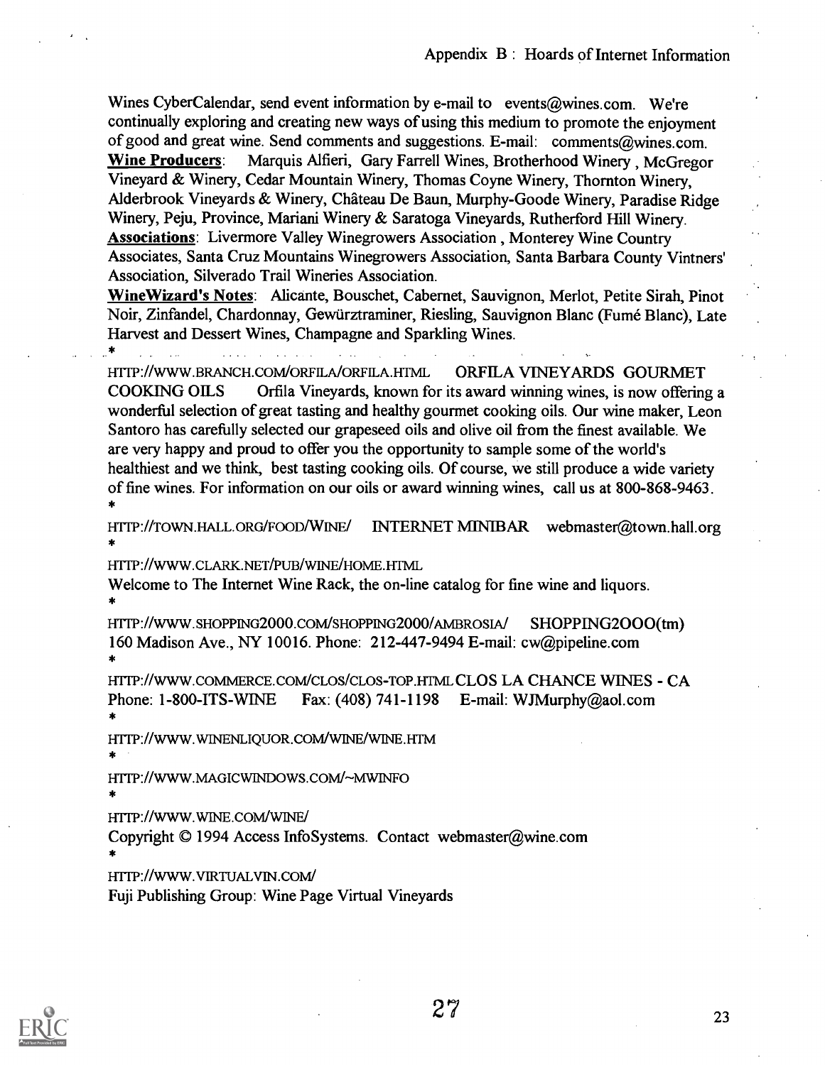Wines CyberCalendar, send event information by e-mail to events@wines.com. We're continually exploring and creating new ways of using this medium to promote the enjoyment of good and great wine. Send comments and suggestions. E-mail: comments@wines.com.
**Wine Producers**: Marquis Alfieri, Gary Farrell Wines, Brotherhood Winery , McGregor Vineyard & Winery, Cedar Mountain Winery, Thomas Coyne Winery, Thornton Winery, Alderbrook Vineyards & Winery, Château De Baun, Murphy-Goode Winery, Paradise Ridge Winery, Peju, Province, Mariani Winery & Saratoga Vineyards, Rutherford Hill Winery.
**Associations**: Livermore Valley Winegrowers Association , Monterey Wine Country Associates, Santa Cruz Mountains Winegrowers Association, Santa Barbara County Vintners' Association, Silverado Trail Wineries Association.
**WineWizard's Notes**: Alicante, Bouschet, Cabernet, Sauvignon, Merlot, Petite Sirah, Pinot Noir, Zinfandel, Chardonnay, Gewürztraminer, Riesling, Sauvignon Blanc (Fumé Blanc), Late Harvest and Dessert Wines, Champagne and Sparkling Wines.

*

HTTP://WWW.BRANCH.COM/ORFILA/ORFILA.HTML ORFILA VINEYARDS GOURMET COOKING OILS Orfila Vineyards, known for its award winning wines, is now offering a wonderful selection of great tasting and healthy gourmet cooking oils. Our wine maker, Leon Santoro has carefully selected our grapeseed oils and olive oil from the finest available. We are very happy and proud to offer you the opportunity to sample some of the world's healthiest and we think, best tasting cooking oils. Of course, we still produce a wide variety of fine wines. For information on our oils or award winning wines, call us at 800-868-9463.

*

HTTP://TOWN.HALL.ORG/FOOD/WINE/ INTERNET MINIBAR webmaster@town.hall.org

*

HTTP://WWW.CLARK.NET/PUB/WINE/HOME.HTML
Welcome to The Internet Wine Rack, the on-line catalog for fine wine and liquors.

*

HTTP://WWW.SHOPPING2000.COM/SHOPPING2000/AMBROSIA/ SHOPPING2OOO(tm)
160 Madison Ave., NY 10016. Phone: 212-447-9494 E-mail: cw@pipeline.com

*

HTTP://WWW.COMMERCE.COM/CLOS/CLOS-TOP.HTML CLOS LA CHANCE WINES - CA
Phone: 1-800-ITS-WINE Fax: (408) 741-1198 E-mail: WJMurphy@aol.com

*

HTTP://WWW.WINENLIQUOR.COM/WINE/WINE.HTM

*

HTTP://WWW.MAGICWINDOWS.COM/~MWINFO

*

HTTP://WWW.WINE.COM/WINE/
Copyright © 1994 Access InfoSystems. Contact webmaster@wine.com

*

HTTP://WWW.VIRTUALVIN.COM/
Fuji Publishing Group: Wine Page Virtual Vineyards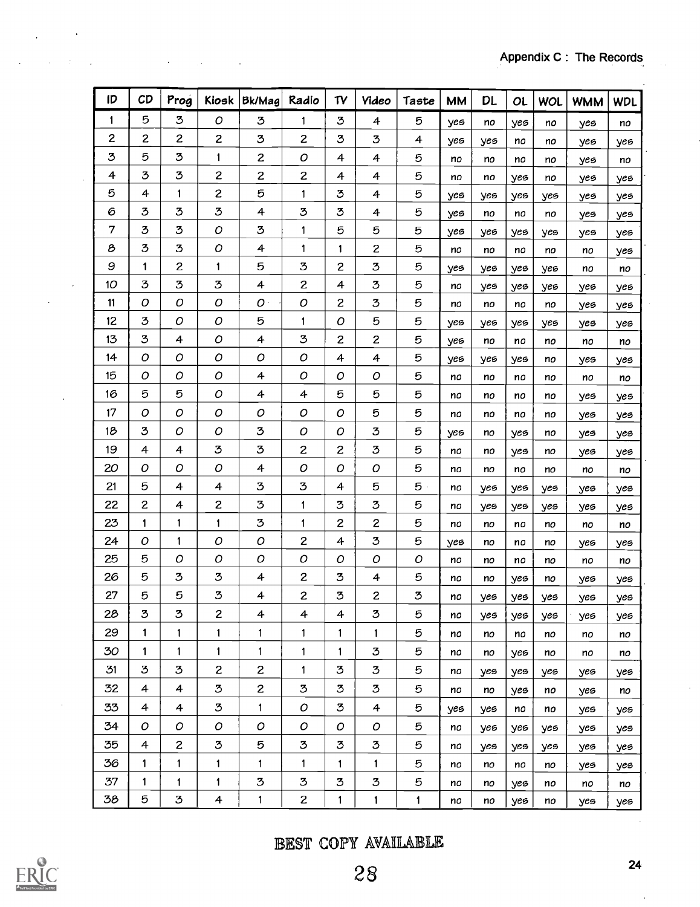| ID | CD | Prog | Kiosk | Bk/Mag | Radio | TV | Video | Taste | MM | DL | OL | WOL | WMM | WDL |
|---|---|---|---|---|---|---|---|---|---|---|---|---|---|---|
| 1 | 5 | 3 | 0 | 3 | 1 | 3 | 4 | 5 | yes | no | yes | no | yes | no |
| 2 | 2 | 2 | 2 | 3 | 2 | 3 | 3 | 4 | yes | yes | no | no | yes | yes |
| 3 | 5 | 3 | 1 | 2 | 0 | 4 | 4 | 5 | no | no | no | no | yes | no |
| 4 | 3 | 3 | 2 | 2 | 2 | 4 | 4 | 5 | no | no | yes | no | yes | yes |
| 5 | 4 | 1 | 2 | 5 | 1 | 3 | 4 | 5 | yes | yes | yes | yes | yes | yes |
| 6 | 3 | 3 | 3 | 4 | 3 | 3 | 4 | 5 | yes | no | no | no | yes | yes |
| 7 | 3 | 3 | 0 | 3 | 1 | 5 | 5 | 5 | yes | yes | yes | yes | yes | yes |
| 8 | 3 | 3 | 0 | 4 | 1 | 1 | 2 | 5 | no | no | no | no | no | yes |
| 9 | 1 | 2 | 1 | 5 | 3 | 2 | 3 | 5 | yes | yes | yes | yes | no | no |
| 10 | 3 | 3 | 3 | 4 | 2 | 4 | 3 | 5 | no | yes | yes | yes | yes | yes |
| 11 | 0 | 0 | 0 | 0 | 0 | 2 | 3 | 5 | no | no | no | no | yes | yes |
| 12 | 3 | 0 | 0 | 5 | 1 | 0 | 5 | 5 | yes | yes | yes | yes | yes | yes |
| 13 | 3 | 4 | 0 | 4 | 3 | 2 | 2 | 5 | yes | no | no | no | no | no |
| 14 | 0 | 0 | 0 | 0 | 0 | 4 | 4 | 5 | yes | yes | yes | no | yes | yes |
| 15 | 0 | 0 | 0 | 4 | 0 | 0 | 0 | 5 | no | no | no | no | no | no |
| 16 | 5 | 5 | 0 | 4 | 4 | 5 | 5 | 5 | no | no | no | no | yes | yes |
| 17 | 0 | 0 | 0 | 0 | 0 | 0 | 5 | 5 | no | no | no | no | yes | yes |
| 18 | 3 | 0 | 0 | 3 | 0 | 0 | 3 | 5 | yes | no | yes | no | yes | yes |
| 19 | 4 | 4 | 3 | 3 | 2 | 2 | 3 | 5 | no | no | yes | no | yes | yes |
| 20 | 0 | 0 | 0 | 4 | 0 | 0 | 0 | 5 | no | no | no | no | no | no |
| 21 | 5 | 4 | 4 | 3 | 3 | 4 | 5 | 5 | no | yes | yes | yes | yes | yes |
| 22 | 2 | 4 | 2 | 3 | 1 | 3 | 3 | 5 | no | yes | yes | yes | yes | yes |
| 23 | 1 | 1 | 1 | 3 | 1 | 2 | 2 | 5 | no | no | no | no | no | no |
| 24 | 0 | 1 | 0 | 0 | 2 | 4 | 3 | 5 | yes | no | no | no | yes | yes |
| 25 | 5 | 0 | 0 | 0 | 0 | 0 | 0 | 0 | no | no | no | no | no | no |
| 26 | 5 | 3 | 3 | 4 | 2 | 3 | 4 | 5 | no | no | yes | no | yes | yes |
| 27 | 5 | 5 | 3 | 4 | 2 | 3 | 2 | 3 | no | yes | yes | yes | yes | yes |
| 28 | 3 | 3 | 2 | 4 | 4 | 4 | 3 | 5 | no | yes | yes | yes | yes | yes |
| 29 | 1 | 1 | 1 | 1 | 1 | 1 | 1 | 5 | no | no | no | no | no | no |
| 30 | 1 | 1 | 1 | 1 | 1 | 1 | 3 | 5 | no | no | yes | no | no | no |
| 31 | 3 | 3 | 2 | 2 | 1 | 3 | 3 | 5 | no | yes | yes | yes | yes | yes |
| 32 | 4 | 4 | 3 | 2 | 3 | 3 | 3 | 5 | no | no | yes | no | yes | no |
| 33 | 4 | 4 | 3 | 1 | 0 | 3 | 4 | 5 | yes | yes | no | no | yes | yes |
| 34 | 0 | 0 | 0 | 0 | 0 | 0 | 0 | 5 | no | yes | yes | yes | yes | yes |
| 35 | 4 | 2 | 3 | 5 | 3 | 3 | 3 | 5 | no | yes | yes | yes | yes | yes |
| 36 | 1 | 1 | 1 | 1 | 1 | 1 | 1 | 5 | no | no | no | no | yes | yes |
| 37 | 1 | 1 | 1 | 3 | 3 | 3 | 3 | 5 | no | no | yes | no | no | no |
| 38 | 5 | 3 | 4 | 1 | 2 | 1 | 1 | 1 | no | no | yes | no | yes | yes |

BEST COPY AVAILABLE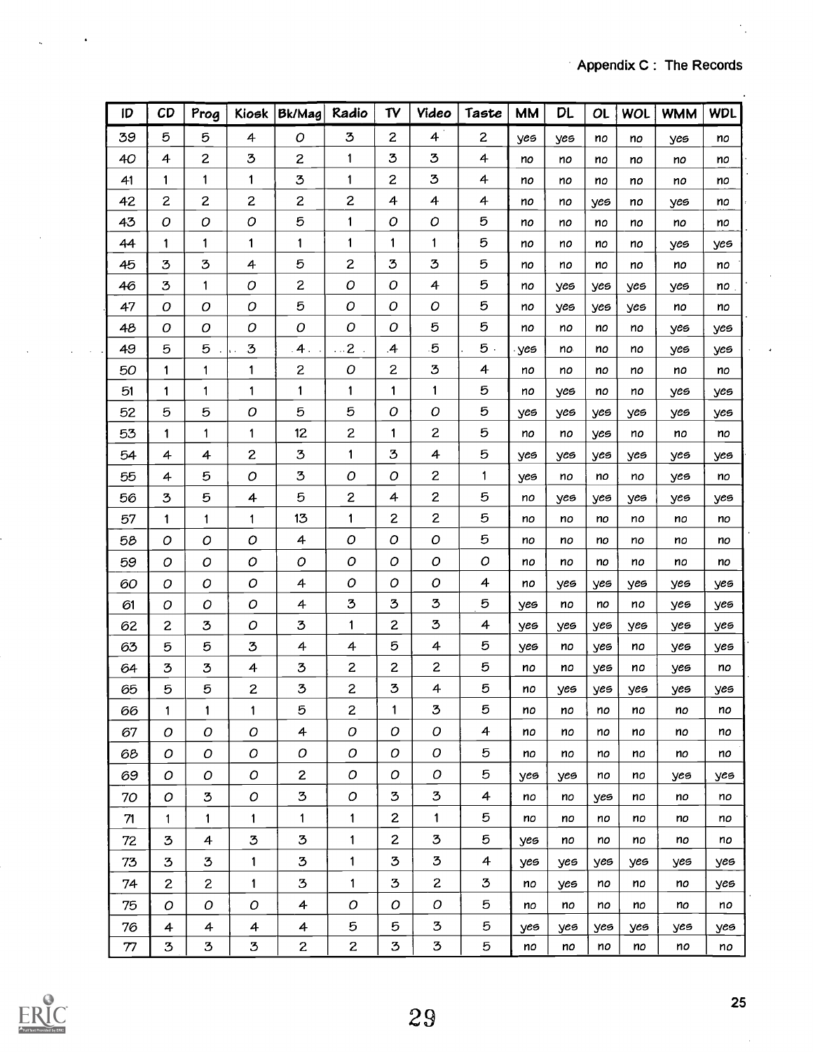Appendix C : The Records

| ID | CD | Prog | Kiosk | Bk/Mag | Radio | TV | Video | Taste | MM | DL | OL | WOL | WMM | WDL |
|---|---|---|---|---|---|---|---|---|---|---|---|---|---|---|
| 39 | 5 | 5 | 4 | 0 | 3 | 2 | 4 | 2 | yes | yes | no | no | yes | no |
| 40 | 4 | 2 | 3 | 2 | 1 | 3 | 3 | 4 | no | no | no | no | no | no |
| 41 | 1 | 1 | 1 | 3 | 1 | 2 | 3 | 4 | no | no | no | no | no | no |
| 42 | 2 | 2 | 2 | 2 | 2 | 4 | 4 | 4 | no | no | yes | no | yes | no |
| 43 | 0 | 0 | 0 | 5 | 1 | 0 | 0 | 5 | no | no | no | no | no | no |
| 44 | 1 | 1 | 1 | 1 | 1 | 1 | 1 | 5 | no | no | no | no | yes | yes |
| 45 | 3 | 3 | 4 | 5 | 2 | 3 | 3 | 5 | no | no | no | no | no | no |
| 46 | 3 | 1 | 0 | 2 | 0 | 0 | 4 | 5 | no | yes | yes | yes | yes | no |
| 47 | 0 | 0 | 0 | 5 | 0 | 0 | 0 | 5 | no | yes | yes | yes | no | no |
| 48 | 0 | 0 | 0 | 0 | 0 | 0 | 5 | 5 | no | no | no | no | yes | yes |
| 49 | 5 | 5 | 3 | 4 | 2 | 4 | 5 | 5 | yes | no | no | no | yes | yes |
| 50 | 1 | 1 | 1 | 2 | 0 | 2 | 3 | 4 | no | no | no | no | no | no |
| 51 | 1 | 1 | 1 | 1 | 1 | 1 | 1 | 5 | no | yes | no | no | yes | yes |
| 52 | 5 | 5 | 0 | 5 | 5 | 0 | 0 | 5 | yes | yes | yes | yes | yes | yes |
| 53 | 1 | 1 | 1 | 12 | 2 | 1 | 2 | 5 | no | no | yes | no | no | no |
| 54 | 4 | 4 | 2 | 3 | 1 | 3 | 4 | 5 | yes | yes | yes | yes | yes | yes |
| 55 | 4 | 5 | 0 | 3 | 0 | 0 | 2 | 1 | yes | no | no | no | yes | no |
| 56 | 3 | 5 | 4 | 5 | 2 | 4 | 2 | 5 | no | yes | yes | yes | yes | yes |
| 57 | 1 | 1 | 1 | 13 | 1 | 2 | 2 | 5 | no | no | no | no | no | no |
| 58 | 0 | 0 | 0 | 4 | 0 | 0 | 0 | 5 | no | no | no | no | no | no |
| 59 | 0 | 0 | 0 | 0 | 0 | 0 | 0 | 0 | no | no | no | no | no | no |
| 60 | 0 | 0 | 0 | 4 | 0 | 0 | 0 | 4 | no | yes | yes | yes | yes | yes |
| 61 | 0 | 0 | 0 | 4 | 3 | 3 | 3 | 5 | yes | no | no | no | yes | yes |
| 62 | 2 | 3 | 0 | 3 | 1 | 2 | 3 | 4 | yes | yes | yes | yes | yes | yes |
| 63 | 5 | 5 | 3 | 4 | 4 | 5 | 4 | 5 | yes | no | yes | no | yes | yes |
| 64 | 3 | 3 | 4 | 3 | 2 | 2 | 2 | 5 | no | no | yes | no | yes | no |
| 65 | 5 | 5 | 2 | 3 | 2 | 3 | 4 | 5 | no | yes | yes | yes | yes | yes |
| 66 | 1 | 1 | 1 | 5 | 2 | 1 | 3 | 5 | no | no | no | no | no | no |
| 67 | 0 | 0 | 0 | 4 | 0 | 0 | 0 | 4 | no | no | no | no | no | no |
| 68 | 0 | 0 | 0 | 0 | 0 | 0 | 0 | 5 | no | no | no | no | no | no |
| 69 | 0 | 0 | 0 | 2 | 0 | 0 | 0 | 5 | yes | yes | no | no | yes | yes |
| 70 | 0 | 3 | 0 | 3 | 0 | 3 | 3 | 4 | no | no | yes | no | no | no |
| 71 | 1 | 1 | 1 | 1 | 1 | 2 | 1 | 5 | no | no | no | no | no | no |
| 72 | 3 | 4 | 3 | 3 | 1 | 2 | 3 | 5 | yes | no | no | no | no | no |
| 73 | 3 | 3 | 1 | 3 | 1 | 3 | 3 | 4 | yes | yes | yes | yes | yes | yes |
| 74 | 2 | 2 | 1 | 3 | 1 | 3 | 2 | 3 | no | yes | no | no | no | yes |
| 75 | 0 | 0 | 0 | 4 | 0 | 0 | 0 | 5 | no | no | no | no | no | no |
| 76 | 4 | 4 | 4 | 4 | 5 | 5 | 3 | 5 | yes | yes | yes | yes | yes | yes |
| 77 | 3 | 3 | 3 | 2 | 2 | 3 | 3 | 5 | no | no | no | no | no | no |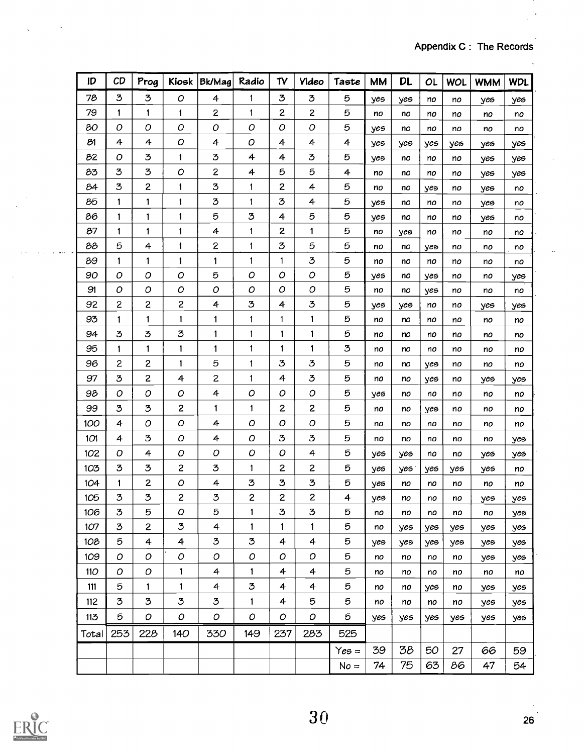Appendix C : The Records

| ID | CD | Prog | Kiosk | Bk/Mag | Radio | TV | Video | Taste | MM | DL | OL | WOL | WMM | WDL |
|---|---|---|---|---|---|---|---|---|---|---|---|---|---|---|
| 78 | 3 | 3 | 0 | 4 | 1 | 3 | 3 | 5 | yes | yes | no | no | yes | yes |
| 79 | 1 | 1 | 1 | 2 | 1 | 2 | 2 | 5 | no | no | no | no | no | no |
| 80 | 0 | 0 | 0 | 0 | 0 | 0 | 0 | 5 | yes | no | no | no | no | no |
| 81 | 4 | 4 | 0 | 4 | 0 | 4 | 4 | 4 | yes | yes | yes | yes | yes | yes |
| 82 | 0 | 3 | 1 | 3 | 4 | 4 | 3 | 5 | yes | no | no | no | yes | yes |
| 83 | 3 | 3 | 0 | 2 | 4 | 5 | 5 | 4 | no | no | no | no | yes | yes |
| 84 | 3 | 2 | 1 | 3 | 1 | 2 | 4 | 5 | no | no | yes | no | yes | no |
| 85 | 1 | 1 | 1 | 3 | 1 | 3 | 4 | 5 | yes | no | no | no | yes | no |
| 86 | 1 | 1 | 1 | 5 | 3 | 4 | 5 | 5 | yes | no | no | no | yes | no |
| 87 | 1 | 1 | 1 | 4 | 1 | 2 | 1 | 5 | no | yes | no | no | no | no |
| 88 | 5 | 4 | 1 | 2 | 1 | 3 | 5 | 5 | no | no | yes | no | no | no |
| 89 | 1 | 1 | 1 | 1 | 1 | 1 | 3 | 5 | no | no | no | no | no | no |
| 90 | 0 | 0 | 0 | 5 | 0 | 0 | 0 | 5 | yes | no | yes | no | no | yes |
| 91 | 0 | 0 | 0 | 0 | 0 | 0 | 0 | 5 | no | no | yes | no | no | no |
| 92 | 2 | 2 | 2 | 4 | 3 | 4 | 3 | 5 | yes | yes | no | no | yes | yes |
| 93 | 1 | 1 | 1 | 1 | 1 | 1 | 1 | 5 | no | no | no | no | no | no |
| 94 | 3 | 3 | 3 | 1 | 1 | 1 | 1 | 5 | no | no | no | no | no | no |
| 95 | 1 | 1 | 1 | 1 | 1 | 1 | 1 | 3 | no | no | no | no | no | no |
| 96 | 2 | 2 | 1 | 5 | 1 | 3 | 3 | 5 | no | no | yes | no | no | no |
| 97 | 3 | 2 | 4 | 2 | 1 | 4 | 3 | 5 | no | no | yes | no | yes | yes |
| 98 | 0 | 0 | 0 | 4 | 0 | 0 | 0 | 5 | yes | no | no | no | no | no |
| 99 | 3 | 3 | 2 | 1 | 1 | 2 | 2 | 5 | no | no | yes | no | no | no |
| 100 | 4 | 0 | 0 | 4 | 0 | 0 | 0 | 5 | no | no | no | no | no | no |
| 101 | 4 | 3 | 0 | 4 | 0 | 3 | 3 | 5 | no | no | no | no | no | yes |
| 102 | 0 | 4 | 0 | 0 | 0 | 0 | 4 | 5 | yes | yes | no | no | yes | yes |
| 103 | 3 | 3 | 2 | 3 | 1 | 2 | 2 | 5 | yes | yes | yes | yes | yes | no |
| 104 | 1 | 2 | 0 | 4 | 3 | 3 | 3 | 5 | yes | no | no | no | no | no |
| 105 | 3 | 3 | 2 | 3 | 2 | 2 | 2 | 4 | yes | no | no | no | yes | yes |
| 106 | 3 | 5 | 0 | 5 | 1 | 3 | 3 | 5 | no | no | no | no | no | yes |
| 107 | 3 | 2 | 3 | 4 | 1 | 1 | 1 | 5 | no | yes | yes | yes | yes | yes |
| 108 | 5 | 4 | 4 | 3 | 3 | 4 | 4 | 5 | yes | yes | yes | yes | yes | yes |
| 109 | 0 | 0 | 0 | 0 | 0 | 0 | 0 | 5 | no | no | no | no | yes | yes |
| 110 | 0 | 0 | 1 | 4 | 1 | 4 | 4 | 5 | no | no | no | no | no | no |
| 111 | 5 | 1 | 1 | 4 | 3 | 4 | 4 | 5 | no | no | yes | no | yes | yes |
| 112 | 3 | 3 | 3 | 3 | 1 | 4 | 5 | 5 | no | no | no | no | yes | yes |
| 113 | 5 | 0 | 0 | 0 | 0 | 0 | 0 | 5 | yes | yes | yes | yes | yes | yes |
| Total | 253 | 228 | 140 | 330 | 149 | 237 | 283 | 525 | | | | | | |
| | | | | | | | | Yes = | 39 | 38 | 50 | 27 | 66 | 59 |
| | | | | | | | | No = | 74 | 75 | 63 | 86 | 47 | 54 |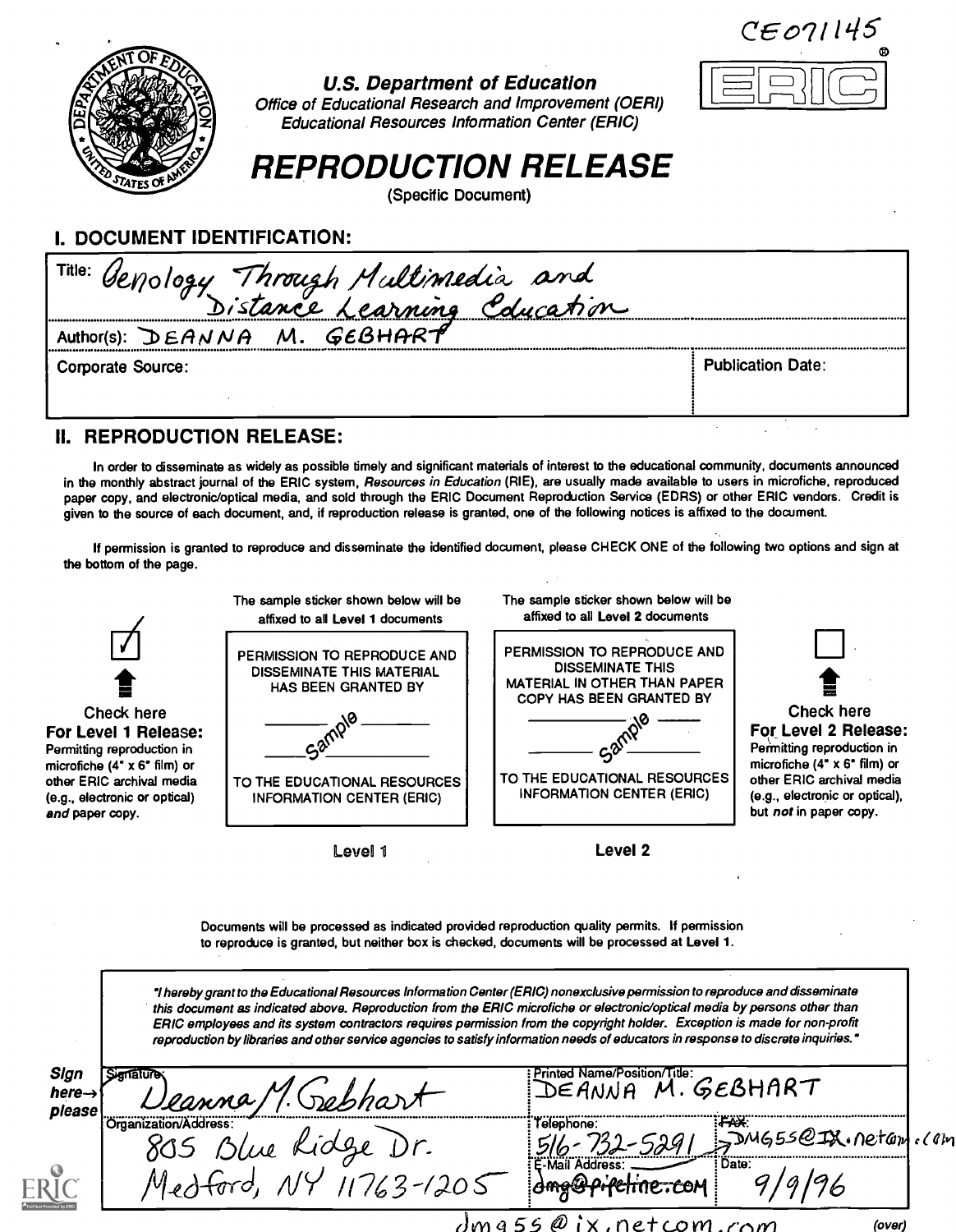CE071145

U.S. Department of Education
Office of Educational Research and Improvement (OERI)
Educational Resources Information Center (ERIC)

# REPRODUCTION RELEASE

(Specific Document)

## I. DOCUMENT IDENTIFICATION:

Title: Oenology Through Multimedia and Distance Learning Education

Author(s): DEANNA M. GEBHART

Corporate Source:

Publication Date:

## II. REPRODUCTION RELEASE:

In order to disseminate as widely as possible timely and significant materials of interest to the educational community, documents announced in the monthly abstract journal of the ERIC system, *Resources in Education* (RIE), are usually made available to users in microfiche, reproduced paper copy, and electronic/optical media, and sold through the ERIC Document Reproduction Service (EDRS) or other ERIC vendors. Credit is given to the source of each document, and, if reproduction release is granted, one of the following notices is affixed to the document.

If permission is granted to reproduce and disseminate the identified document, please CHECK ONE of the following two options and sign at the bottom of the page.

☑ **Check here For Level 1 Release:** Permitting reproduction in microfiche (4" x 6" film) or other ERIC archival media (e.g., electronic or optical) *and* paper copy.

The sample sticker shown below will be affixed to all Level 1 documents

PERMISSION TO REPRODUCE AND DISSEMINATE THIS MATERIAL HAS BEEN GRANTED BY

Sample

TO THE EDUCATIONAL RESOURCES INFORMATION CENTER (ERIC)

Level 1

The sample sticker shown below will be affixed to all Level 2 documents

PERMISSION TO REPRODUCE AND DISSEMINATE THIS MATERIAL IN OTHER THAN PAPER COPY HAS BEEN GRANTED BY

Sample

TO THE EDUCATIONAL RESOURCES INFORMATION CENTER (ERIC)

Level 2

☐ **Check here For Level 2 Release:** Permitting reproduction in microfiche (4" x 6" film) or other ERIC archival media (e.g., electronic or optical), but *not* in paper copy.

Documents will be processed as indicated provided reproduction quality permits. If permission to reproduce is granted, but neither box is checked, documents will be processed at Level 1.

*"I hereby grant to the Educational Resources Information Center (ERIC) nonexclusive permission to reproduce and disseminate this document as indicated above. Reproduction from the ERIC microfiche or electronic/optical media by persons other than ERIC employees and its system contractors requires permission from the copyright holder. Exception is made for non-profit reproduction by libraries and other service agencies to satisfy information needs of educators in response to discrete inquiries."*

**Sign here→ please**

Signature: Deanna M. Gebhart

Printed Name/Position/Title: DEANNA M. GEBHART

Organization/Address: 805 Blue Ridge Dr. Medford, NY 11763-1205

Telephone: 516-732-5291

~~FAX:~~ DMG55@IX.netcom.com

E-Mail Address: ~~dmg@pipeline.com~~

Date: 9/9/96

dmg55@ix.netcom.com

(over)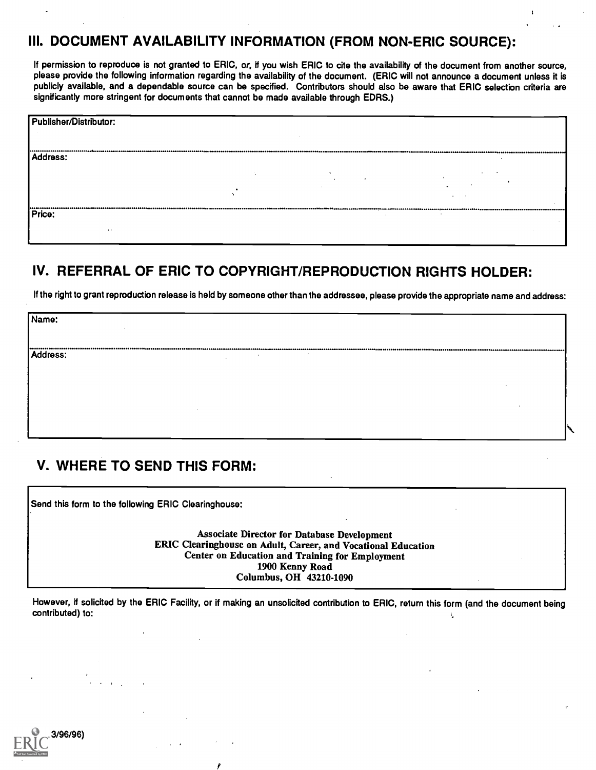## III. DOCUMENT AVAILABILITY INFORMATION (FROM NON-ERIC SOURCE):

If permission to reproduce is not granted to ERIC, or, if you wish ERIC to cite the availability of the document from another source, please provide the following information regarding the availability of the document. (ERIC will not announce a document unless it is publicly available, and a dependable source can be specified. Contributors should also be aware that ERIC selection criteria are significantly more stringent for documents that cannot be made available through EDRS.)

Publisher/Distributor:

Address:

Price:

## IV. REFERRAL OF ERIC TO COPYRIGHT/REPRODUCTION RIGHTS HOLDER:

If the right to grant reproduction release is held by someone other than the addressee, please provide the appropriate name and address:

Name:

Address:

## V. WHERE TO SEND THIS FORM:

Send this form to the following ERIC Clearinghouse:

**Associate Director for Database Development**
**ERIC Clearinghouse on Adult, Career, and Vocational Education**
**Center on Education and Training for Employment**
**1900 Kenny Road**
**Columbus, OH 43210-1090**

However, if solicited by the ERIC Facility, or if making an unsolicited contribution to ERIC, return this form (and the document being contributed) to:

3/96/96)